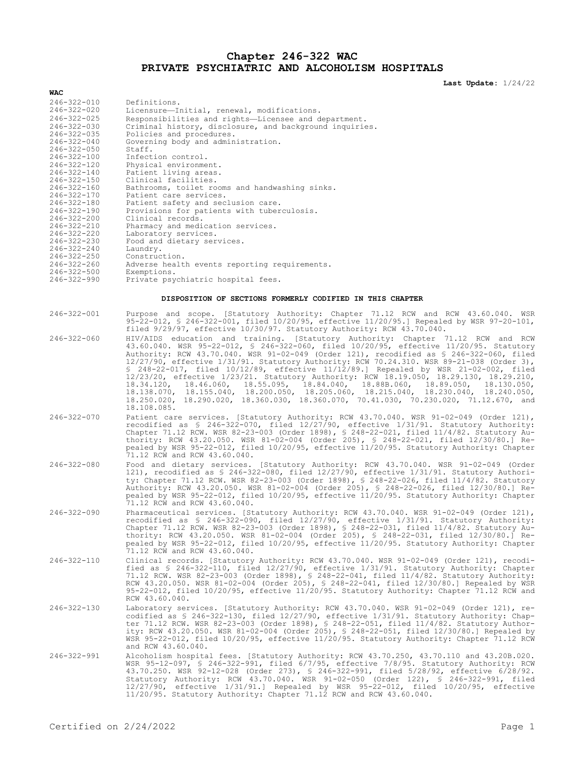# Chapter 246-322 WAC
# PRIVATE PSYCHIATRIC AND ALCOHOLISM HOSPITALS

**Last Update:** 1/24/22

**WAC**

| | |
|---|---|
| 246-322-010 | Definitions. |
| 246-322-020 | Licensure—Initial, renewal, modifications. |
| 246-322-025 | Responsibilities and rights—Licensee and department. |
| 246-322-030 | Criminal history, disclosure, and background inquiries. |
| 246-322-035 | Policies and procedures. |
| 246-322-040 | Governing body and administration. |
| 246-322-050 | Staff. |
| 246-322-100 | Infection control. |
| 246-322-120 | Physical environment. |
| 246-322-140 | Patient living areas. |
| 246-322-150 | Clinical facilities. |
| 246-322-160 | Bathrooms, toilet rooms and handwashing sinks. |
| 246-322-170 | Patient care services. |
| 246-322-180 | Patient safety and seclusion care. |
| 246-322-190 | Provisions for patients with tuberculosis. |
| 246-322-200 | Clinical records. |
| 246-322-210 | Pharmacy and medication services. |
| 246-322-220 | Laboratory services. |
| 246-322-230 | Food and dietary services. |
| 246-322-240 | Laundry. |
| 246-322-250 | Construction. |
| 246-322-260 | Adverse health events reporting requirements. |
| 246-322-500 | Exemptions. |
| 246-322-990 | Private psychiatric hospital fees. |

**DISPOSITION OF SECTIONS FORMERLY CODIFIED IN THIS CHAPTER**

| | |
|---|---|
| 246-322-001 | Purpose and scope. [Statutory Authority: Chapter 71.12 RCW and RCW 43.60.040. WSR 95-22-012, § 246-322-001, filed 10/20/95, effective 11/20/95.] Repealed by WSR 97-20-101, filed 9/29/97, effective 10/30/97. Statutory Authority: RCW 43.70.040. |
| 246-322-060 | HIV/AIDS education and training. [Statutory Authority: Chapter 71.12 RCW and RCW 43.60.040. WSR 95-22-012, § 246-322-060, filed 10/20/95, effective 11/20/95. Statutory Authority: RCW 43.70.040. WSR 91-02-049 (Order 121), recodified as § 246-322-060, filed 12/27/90, effective 1/31/91. Statutory Authority: RCW 70.24.310. WSR 89-21-038 (Order 3), § 248-22-017, filed 10/12/89, effective 11/12/89.] Repealed by WSR 21-02-002, filed 12/23/20, effective 1/23/21. Statutory Authority: RCW 18.19.050, 18.29.130, 18.29.210, 18.34.120, 18.46.060, 18.55.095, 18.84.040, 18.88B.060, 18.89.050, 18.130.050, 18.138.070, 18.155.040, 18.200.050, 18.205.060, 18.215.040, 18.230.040, 18.240.050, 18.250.020, 18.290.020, 18.360.030, 18.360.070, 70.41.030, 70.230.020, 71.12.670, and 18.108.085. |
| 246-322-070 | Patient care services. [Statutory Authority: RCW 43.70.040. WSR 91-02-049 (Order 121), recodified as § 246-322-070, filed 12/27/90, effective 1/31/91. Statutory Authority: Chapter 71.12 RCW. WSR 82-23-003 (Order 1898), § 248-22-021, filed 11/4/82. Statutory Authority: RCW 43.20.050. WSR 81-02-004 (Order 205), § 248-22-021, filed 12/30/80.] Repealed by WSR 95-22-012, filed 10/20/95, effective 11/20/95. Statutory Authority: Chapter 71.12 RCW and RCW 43.60.040. |
| 246-322-080 | Food and dietary services. [Statutory Authority: RCW 43.70.040. WSR 91-02-049 (Order 121), recodified as § 246-322-080, filed 12/27/90, effective 1/31/91. Statutory Authority: Chapter 71.12 RCW. WSR 82-23-003 (Order 1898), § 248-22-026, filed 11/4/82. Statutory Authority: RCW 43.20.050. WSR 81-02-004 (Order 205), § 248-22-026, filed 12/30/80.] Repealed by WSR 95-22-012, filed 10/20/95, effective 11/20/95. Statutory Authority: Chapter 71.12 RCW and RCW 43.60.040. |
| 246-322-090 | Pharmaceutical services. [Statutory Authority: RCW 43.70.040. WSR 91-02-049 (Order 121), recodified as § 246-322-090, filed 12/27/90, effective 1/31/91. Statutory Authority: Chapter 71.12 RCW. WSR 82-23-003 (Order 1898), § 248-22-031, filed 11/4/82. Statutory Authority: RCW 43.20.050. WSR 81-02-004 (Order 205), § 248-22-031, filed 12/30/80.] Repealed by WSR 95-22-012, filed 10/20/95, effective 11/20/95. Statutory Authority: Chapter 71.12 RCW and RCW 43.60.040. |
| 246-322-110 | Clinical records. [Statutory Authority: RCW 43.70.040. WSR 91-02-049 (Order 121), recodified as § 246-322-110, filed 12/27/90, effective 1/31/91. Statutory Authority: Chapter 71.12 RCW. WSR 82-23-003 (Order 1898), § 248-22-041, filed 11/4/82. Statutory Authority: RCW 43.20.050. WSR 81-02-004 (Order 205), § 248-22-041, filed 12/30/80.] Repealed by WSR 95-22-012, filed 10/20/95, effective 11/20/95. Statutory Authority: Chapter 71.12 RCW and RCW 43.60.040. |
| 246-322-130 | Laboratory services. [Statutory Authority: RCW 43.70.040. WSR 91-02-049 (Order 121), recodified as § 246-322-130, filed 12/27/90, effective 1/31/91. Statutory Authority: Chapter 71.12 RCW. WSR 82-23-003 (Order 1898), § 248-22-051, filed 11/4/82. Statutory Authority: RCW 43.20.050. WSR 81-02-004 (Order 205), § 248-22-051, filed 12/30/80.] Repealed by WSR 95-22-012, filed 10/20/95, effective 11/20/95. Statutory Authority: Chapter 71.12 RCW and RCW 43.60.040. |
| 246-322-991 | Alcoholism hospital fees. [Statutory Authority: RCW 43.70.250, 43.70.110 and 43.20B.020. WSR 95-12-097, § 246-322-991, filed 6/7/95, effective 7/8/95. Statutory Authority: RCW 43.70.250. WSR 92-12-028 (Order 273), § 246-322-991, filed 5/28/92, effective 6/28/92. Statutory Authority: RCW 43.70.040. WSR 91-02-050 (Order 122), § 246-322-991, filed 12/27/90, effective 1/31/91.] Repealed by WSR 95-22-012, filed 10/20/95, effective 11/20/95. Statutory Authority: Chapter 71.12 RCW and RCW 43.60.040. |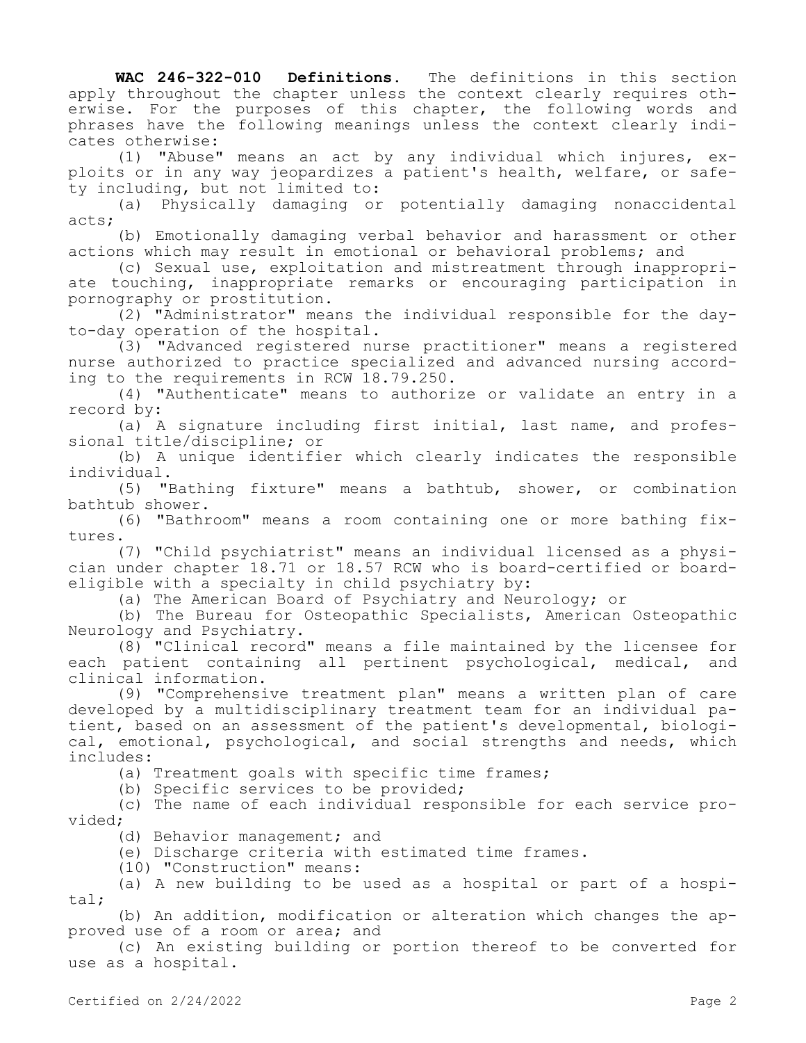**WAC 246-322-010 Definitions.** The definitions in this section apply throughout the chapter unless the context clearly requires otherwise. For the purposes of this chapter, the following words and phrases have the following meanings unless the context clearly indicates otherwise:

(1) "Abuse" means an act by any individual which injures, exploits or in any way jeopardizes a patient's health, welfare, or safety including, but not limited to:

(a) Physically damaging or potentially damaging nonaccidental acts;

(b) Emotionally damaging verbal behavior and harassment or other actions which may result in emotional or behavioral problems; and

(c) Sexual use, exploitation and mistreatment through inappropriate touching, inappropriate remarks or encouraging participation in pornography or prostitution.

(2) "Administrator" means the individual responsible for the day-to-day operation of the hospital.

(3) "Advanced registered nurse practitioner" means a registered nurse authorized to practice specialized and advanced nursing according to the requirements in RCW 18.79.250.

(4) "Authenticate" means to authorize or validate an entry in a record by:

(a) A signature including first initial, last name, and professional title/discipline; or

(b) A unique identifier which clearly indicates the responsible individual.

(5) "Bathing fixture" means a bathtub, shower, or combination bathtub shower.

(6) "Bathroom" means a room containing one or more bathing fixtures.

(7) "Child psychiatrist" means an individual licensed as a physician under chapter 18.71 or 18.57 RCW who is board-certified or board-eligible with a specialty in child psychiatry by:

(a) The American Board of Psychiatry and Neurology; or

(b) The Bureau for Osteopathic Specialists, American Osteopathic Neurology and Psychiatry.

(8) "Clinical record" means a file maintained by the licensee for each patient containing all pertinent psychological, medical, and clinical information.

(9) "Comprehensive treatment plan" means a written plan of care developed by a multidisciplinary treatment team for an individual patient, based on an assessment of the patient's developmental, biological, emotional, psychological, and social strengths and needs, which includes:

(a) Treatment goals with specific time frames;

(b) Specific services to be provided;

(c) The name of each individual responsible for each service provided;

(d) Behavior management; and

(e) Discharge criteria with estimated time frames.

(10) "Construction" means:

(a) A new building to be used as a hospital or part of a hospital;

(b) An addition, modification or alteration which changes the approved use of a room or area; and

(c) An existing building or portion thereof to be converted for use as a hospital.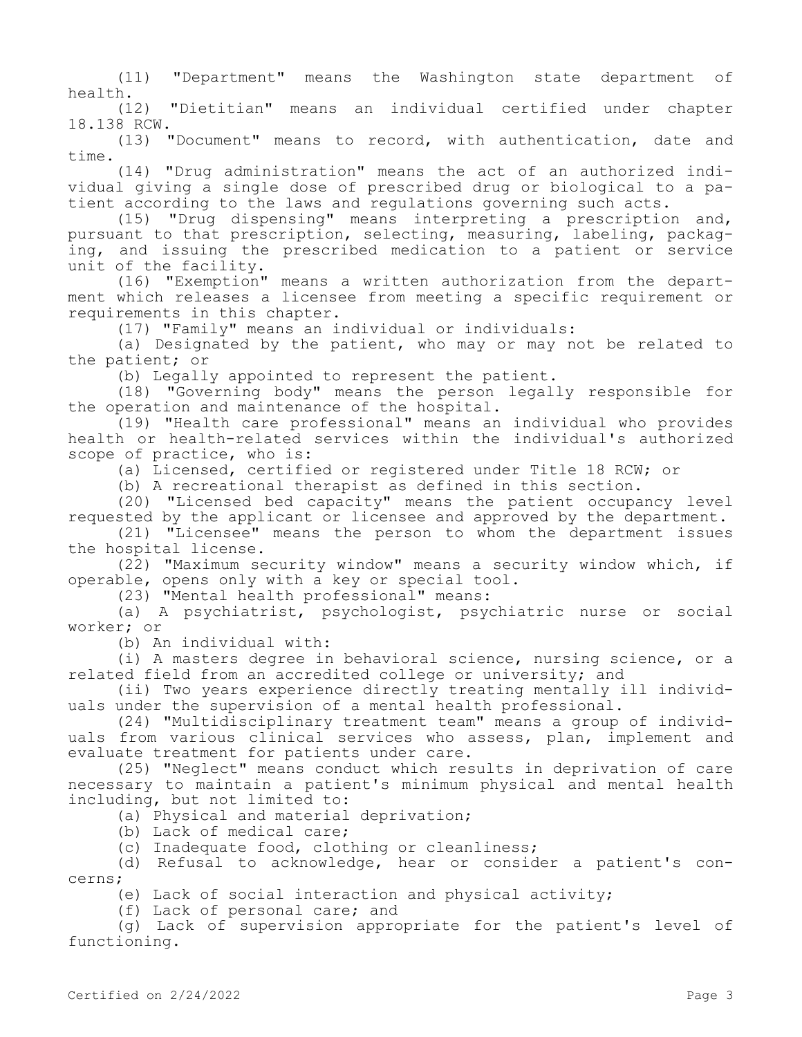(11) "Department" means the Washington state department of health.

(12) "Dietitian" means an individual certified under chapter 18.138 RCW.

(13) "Document" means to record, with authentication, date and time.

(14) "Drug administration" means the act of an authorized individual giving a single dose of prescribed drug or biological to a patient according to the laws and regulations governing such acts.

(15) "Drug dispensing" means interpreting a prescription and, pursuant to that prescription, selecting, measuring, labeling, packaging, and issuing the prescribed medication to a patient or service unit of the facility.

(16) "Exemption" means a written authorization from the department which releases a licensee from meeting a specific requirement or requirements in this chapter.

(17) "Family" means an individual or individuals:

(a) Designated by the patient, who may or may not be related to the patient; or

(b) Legally appointed to represent the patient.

(18) "Governing body" means the person legally responsible for the operation and maintenance of the hospital.

(19) "Health care professional" means an individual who provides health or health-related services within the individual's authorized scope of practice, who is:

(a) Licensed, certified or registered under Title 18 RCW; or

(b) A recreational therapist as defined in this section.

(20) "Licensed bed capacity" means the patient occupancy level requested by the applicant or licensee and approved by the department.

(21) "Licensee" means the person to whom the department issues the hospital license.

(22) "Maximum security window" means a security window which, if operable, opens only with a key or special tool.

(23) "Mental health professional" means:

(a) A psychiatrist, psychologist, psychiatric nurse or social worker; or

(b) An individual with:

(i) A masters degree in behavioral science, nursing science, or a related field from an accredited college or university; and

(ii) Two years experience directly treating mentally ill individuals under the supervision of a mental health professional.

(24) "Multidisciplinary treatment team" means a group of individuals from various clinical services who assess, plan, implement and evaluate treatment for patients under care.

(25) "Neglect" means conduct which results in deprivation of care necessary to maintain a patient's minimum physical and mental health including, but not limited to:

(a) Physical and material deprivation;

(b) Lack of medical care;

(c) Inadequate food, clothing or cleanliness;

(d) Refusal to acknowledge, hear or consider a patient's concerns;

(e) Lack of social interaction and physical activity;

(f) Lack of personal care; and

(g) Lack of supervision appropriate for the patient's level of functioning.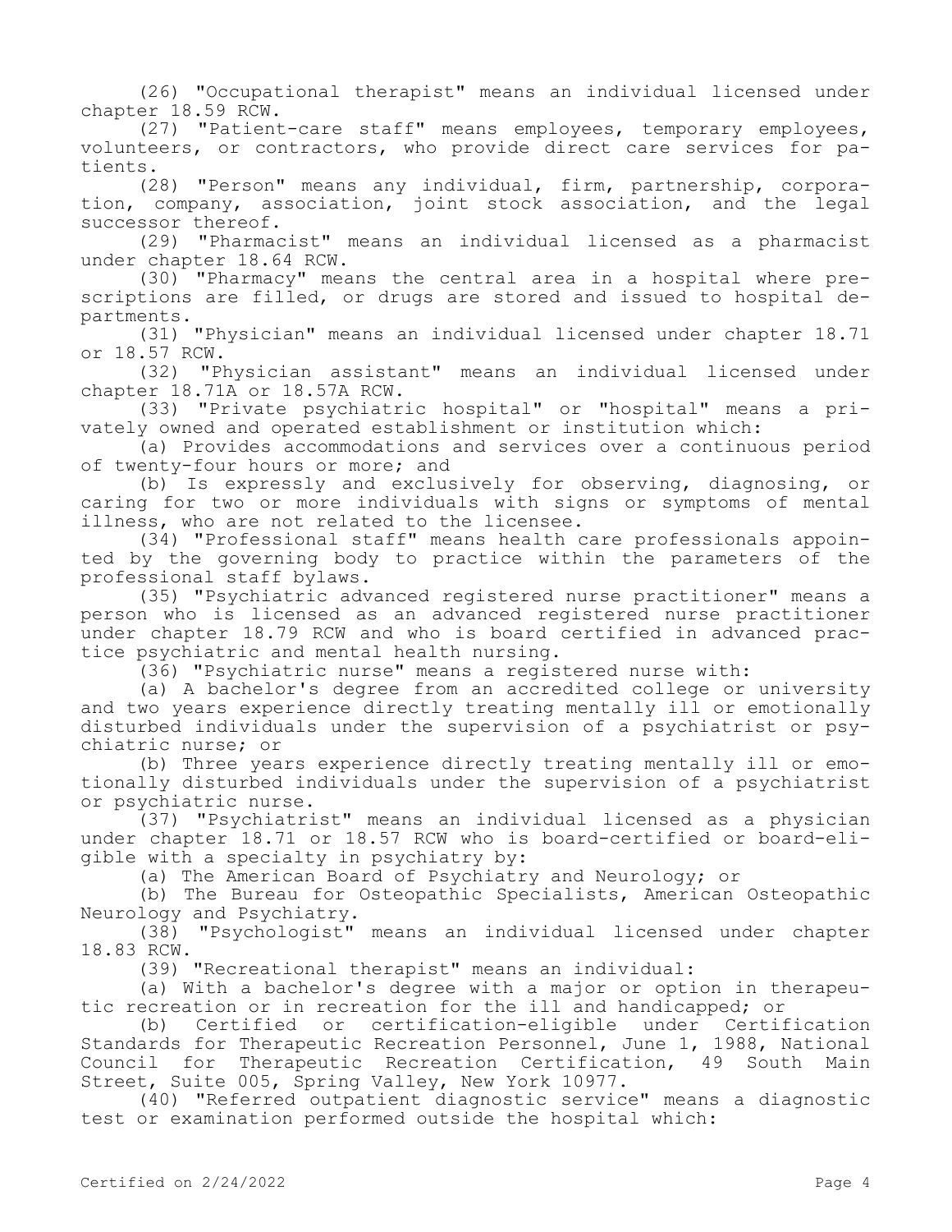(26) "Occupational therapist" means an individual licensed under chapter 18.59 RCW.

(27) "Patient-care staff" means employees, temporary employees, volunteers, or contractors, who provide direct care services for patients.

(28) "Person" means any individual, firm, partnership, corporation, company, association, joint stock association, and the legal successor thereof.

(29) "Pharmacist" means an individual licensed as a pharmacist under chapter 18.64 RCW.

(30) "Pharmacy" means the central area in a hospital where prescriptions are filled, or drugs are stored and issued to hospital departments.

(31) "Physician" means an individual licensed under chapter 18.71 or 18.57 RCW.

(32) "Physician assistant" means an individual licensed under chapter 18.71A or 18.57A RCW.

(33) "Private psychiatric hospital" or "hospital" means a privately owned and operated establishment or institution which:

(a) Provides accommodations and services over a continuous period of twenty-four hours or more; and

(b) Is expressly and exclusively for observing, diagnosing, or caring for two or more individuals with signs or symptoms of mental illness, who are not related to the licensee.

(34) "Professional staff" means health care professionals appointed by the governing body to practice within the parameters of the professional staff bylaws.

(35) "Psychiatric advanced registered nurse practitioner" means a person who is licensed as an advanced registered nurse practitioner under chapter 18.79 RCW and who is board certified in advanced practice psychiatric and mental health nursing.

(36) "Psychiatric nurse" means a registered nurse with:

(a) A bachelor's degree from an accredited college or university and two years experience directly treating mentally ill or emotionally disturbed individuals under the supervision of a psychiatrist or psychiatric nurse; or

(b) Three years experience directly treating mentally ill or emotionally disturbed individuals under the supervision of a psychiatrist or psychiatric nurse.

(37) "Psychiatrist" means an individual licensed as a physician under chapter 18.71 or 18.57 RCW who is board-certified or board-eligible with a specialty in psychiatry by:

(a) The American Board of Psychiatry and Neurology; or

(b) The Bureau for Osteopathic Specialists, American Osteopathic Neurology and Psychiatry.

(38) "Psychologist" means an individual licensed under chapter 18.83 RCW.

(39) "Recreational therapist" means an individual:

(a) With a bachelor's degree with a major or option in therapeutic recreation or in recreation for the ill and handicapped; or

(b) Certified or certification-eligible under Certification Standards for Therapeutic Recreation Personnel, June 1, 1988, National Council for Therapeutic Recreation Certification, 49 South Main Street, Suite 005, Spring Valley, New York 10977.

(40) "Referred outpatient diagnostic service" means a diagnostic test or examination performed outside the hospital which: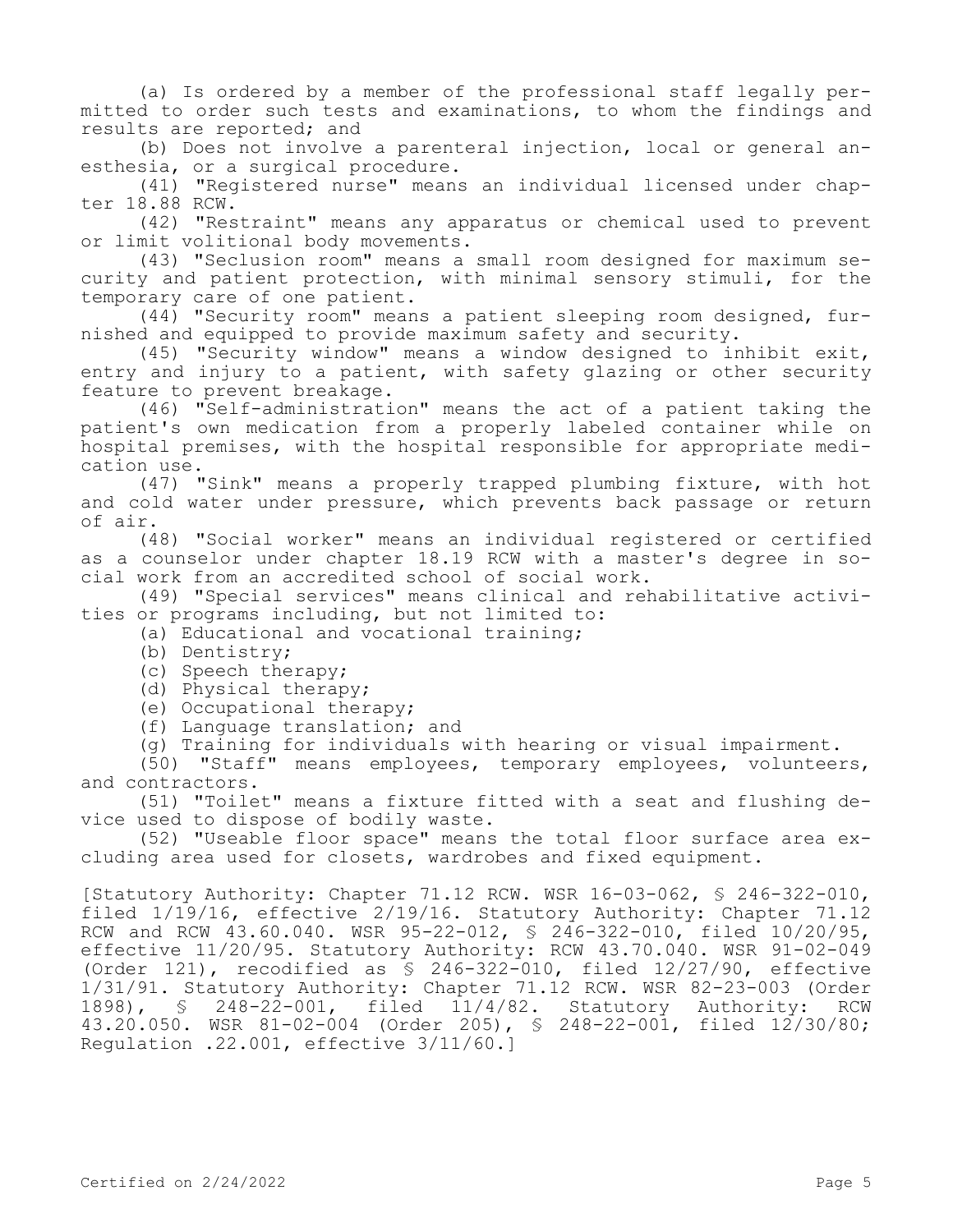(a) Is ordered by a member of the professional staff legally permitted to order such tests and examinations, to whom the findings and results are reported; and

(b) Does not involve a parenteral injection, local or general anesthesia, or a surgical procedure.

(41) "Registered nurse" means an individual licensed under chapter 18.88 RCW.

(42) "Restraint" means any apparatus or chemical used to prevent or limit volitional body movements.

(43) "Seclusion room" means a small room designed for maximum security and patient protection, with minimal sensory stimuli, for the temporary care of one patient.

(44) "Security room" means a patient sleeping room designed, furnished and equipped to provide maximum safety and security.

(45) "Security window" means a window designed to inhibit exit, entry and injury to a patient, with safety glazing or other security feature to prevent breakage.

(46) "Self-administration" means the act of a patient taking the patient's own medication from a properly labeled container while on hospital premises, with the hospital responsible for appropriate medication use.

(47) "Sink" means a properly trapped plumbing fixture, with hot and cold water under pressure, which prevents back passage or return of air.

(48) "Social worker" means an individual registered or certified as a counselor under chapter 18.19 RCW with a master's degree in social work from an accredited school of social work.

(49) "Special services" means clinical and rehabilitative activities or programs including, but not limited to:

(a) Educational and vocational training;

(b) Dentistry;

(c) Speech therapy;

(d) Physical therapy;

(e) Occupational therapy;

(f) Language translation; and

(g) Training for individuals with hearing or visual impairment.

(50) "Staff" means employees, temporary employees, volunteers, and contractors.

(51) "Toilet" means a fixture fitted with a seat and flushing device used to dispose of bodily waste.

(52) "Useable floor space" means the total floor surface area excluding area used for closets, wardrobes and fixed equipment.

[Statutory Authority: Chapter 71.12 RCW. WSR 16-03-062, § 246-322-010, filed 1/19/16, effective 2/19/16. Statutory Authority: Chapter 71.12 RCW and RCW 43.60.040. WSR 95-22-012, § 246-322-010, filed 10/20/95, effective 11/20/95. Statutory Authority: RCW 43.70.040. WSR 91-02-049 (Order 121), recodified as § 246-322-010, filed 12/27/90, effective 1/31/91. Statutory Authority: Chapter 71.12 RCW. WSR 82-23-003 (Order 1898), § 248-22-001, filed 11/4/82. Statutory Authority: RCW 43.20.050. WSR 81-02-004 (Order 205), § 248-22-001, filed 12/30/80; Regulation .22.001, effective 3/11/60.]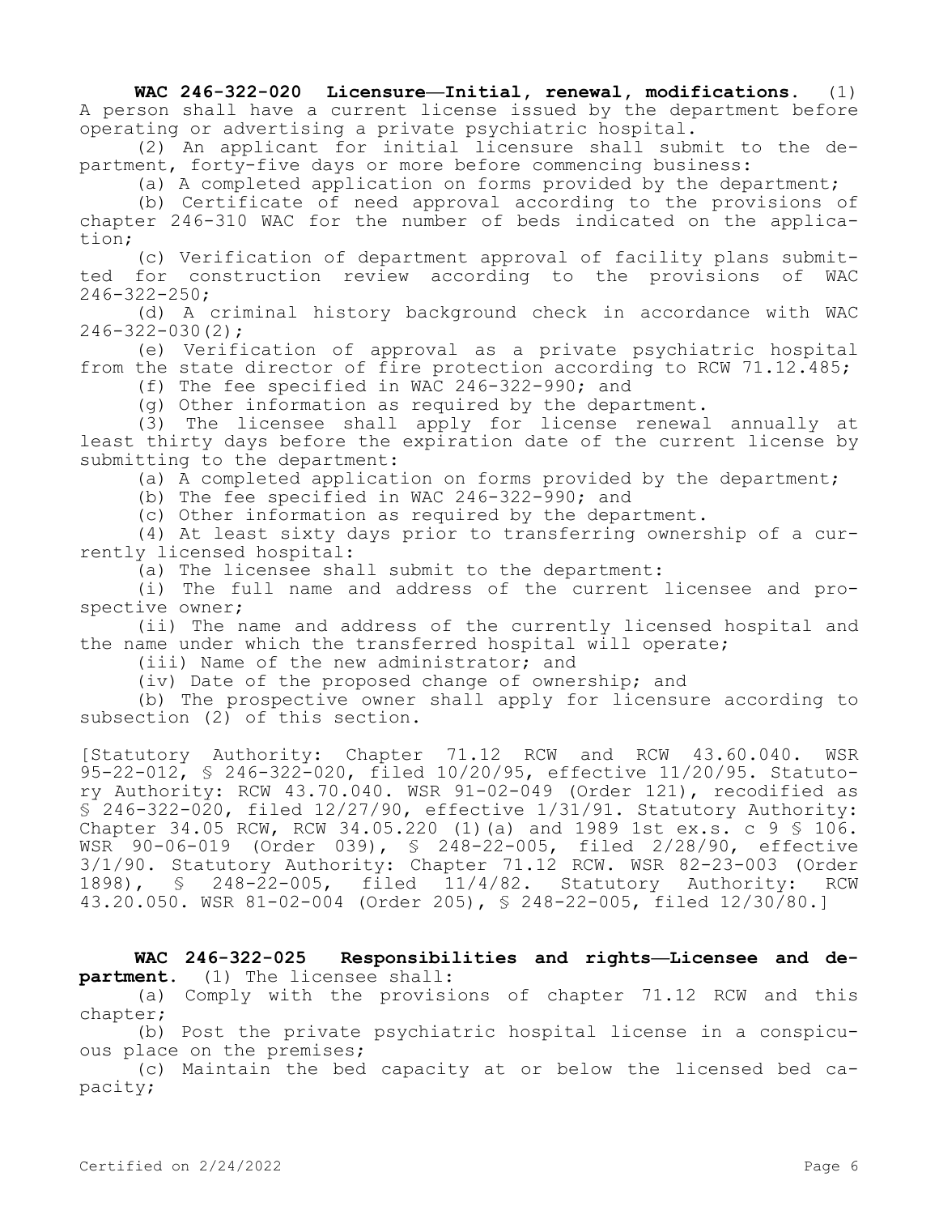**WAC 246-322-020 Licensure—Initial, renewal, modifications.** (1) A person shall have a current license issued by the department before operating or advertising a private psychiatric hospital.

(2) An applicant for initial licensure shall submit to the department, forty-five days or more before commencing business:

(a) A completed application on forms provided by the department;

(b) Certificate of need approval according to the provisions of chapter 246-310 WAC for the number of beds indicated on the application;

(c) Verification of department approval of facility plans submitted for construction review according to the provisions of WAC 246-322-250;

(d) A criminal history background check in accordance with WAC 246-322-030(2);

(e) Verification of approval as a private psychiatric hospital from the state director of fire protection according to RCW 71.12.485;

(f) The fee specified in WAC 246-322-990; and

(g) Other information as required by the department.

(3) The licensee shall apply for license renewal annually at least thirty days before the expiration date of the current license by submitting to the department:

(a) A completed application on forms provided by the department;

(b) The fee specified in WAC 246-322-990; and

(c) Other information as required by the department.

(4) At least sixty days prior to transferring ownership of a currently licensed hospital:

(a) The licensee shall submit to the department:

(i) The full name and address of the current licensee and prospective owner;

(ii) The name and address of the currently licensed hospital and the name under which the transferred hospital will operate;

(iii) Name of the new administrator; and

(iv) Date of the proposed change of ownership; and

(b) The prospective owner shall apply for licensure according to subsection (2) of this section.

[Statutory Authority: Chapter 71.12 RCW and RCW 43.60.040. WSR 95-22-012, § 246-322-020, filed 10/20/95, effective 11/20/95. Statutory Authority: RCW 43.70.040. WSR 91-02-049 (Order 121), recodified as § 246-322-020, filed 12/27/90, effective 1/31/91. Statutory Authority: Chapter 34.05 RCW, RCW 34.05.220 (1)(a) and 1989 1st ex.s. c 9 § 106. WSR 90-06-019 (Order 039), § 248-22-005, filed 2/28/90, effective 3/1/90. Statutory Authority: Chapter 71.12 RCW. WSR 82-23-003 (Order 1898), § 248-22-005, filed 11/4/82. Statutory Authority: RCW 43.20.050. WSR 81-02-004 (Order 205), § 248-22-005, filed 12/30/80.]

**WAC 246-322-025 Responsibilities and rights—Licensee and department.** (1) The licensee shall:

(a) Comply with the provisions of chapter 71.12 RCW and this chapter;

(b) Post the private psychiatric hospital license in a conspicuous place on the premises;

(c) Maintain the bed capacity at or below the licensed bed capacity;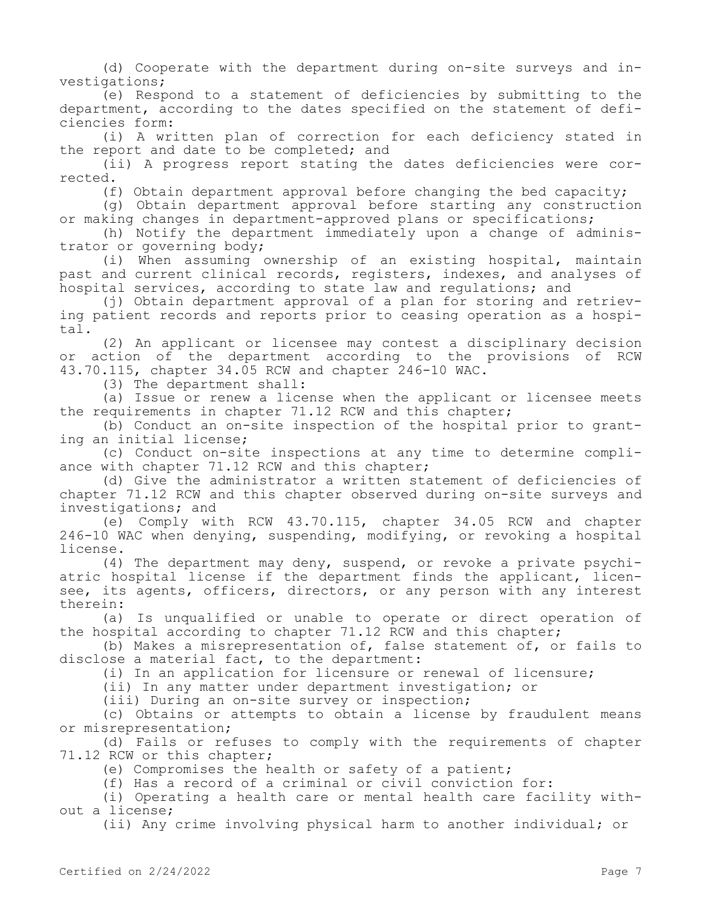(d) Cooperate with the department during on-site surveys and investigations;

(e) Respond to a statement of deficiencies by submitting to the department, according to the dates specified on the statement of deficiencies form:

(i) A written plan of correction for each deficiency stated in the report and date to be completed; and

(ii) A progress report stating the dates deficiencies were corrected.

(f) Obtain department approval before changing the bed capacity;

(g) Obtain department approval before starting any construction or making changes in department-approved plans or specifications;

(h) Notify the department immediately upon a change of administrator or governing body;

(i) When assuming ownership of an existing hospital, maintain past and current clinical records, registers, indexes, and analyses of hospital services, according to state law and regulations; and

(j) Obtain department approval of a plan for storing and retrieving patient records and reports prior to ceasing operation as a hospital.

(2) An applicant or licensee may contest a disciplinary decision or action of the department according to the provisions of RCW 43.70.115, chapter 34.05 RCW and chapter 246-10 WAC.

(3) The department shall:

(a) Issue or renew a license when the applicant or licensee meets the requirements in chapter 71.12 RCW and this chapter;

(b) Conduct an on-site inspection of the hospital prior to granting an initial license;

(c) Conduct on-site inspections at any time to determine compliance with chapter 71.12 RCW and this chapter;

(d) Give the administrator a written statement of deficiencies of chapter 71.12 RCW and this chapter observed during on-site surveys and investigations; and

(e) Comply with RCW 43.70.115, chapter 34.05 RCW and chapter 246-10 WAC when denying, suspending, modifying, or revoking a hospital license.

(4) The department may deny, suspend, or revoke a private psychiatric hospital license if the department finds the applicant, licensee, its agents, officers, directors, or any person with any interest therein:

(a) Is unqualified or unable to operate or direct operation of the hospital according to chapter 71.12 RCW and this chapter;

(b) Makes a misrepresentation of, false statement of, or fails to disclose a material fact, to the department:

(i) In an application for licensure or renewal of licensure;

(ii) In any matter under department investigation; or

(iii) During an on-site survey or inspection;

(c) Obtains or attempts to obtain a license by fraudulent means or misrepresentation;

(d) Fails or refuses to comply with the requirements of chapter 71.12 RCW or this chapter;

(e) Compromises the health or safety of a patient;

(f) Has a record of a criminal or civil conviction for:

(i) Operating a health care or mental health care facility without a license;

(ii) Any crime involving physical harm to another individual; or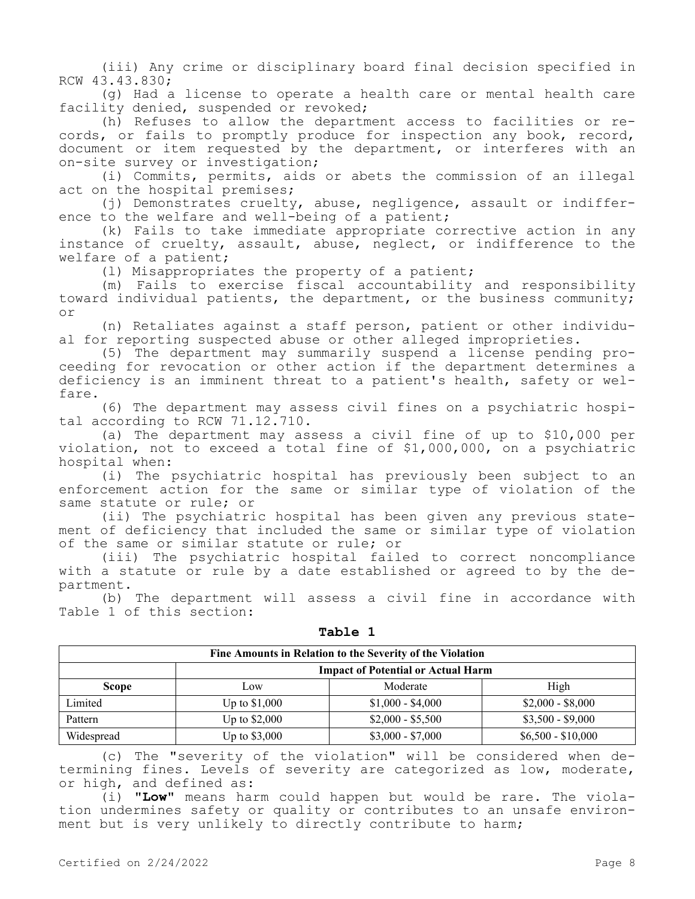(iii) Any crime or disciplinary board final decision specified in RCW 43.43.830;

(g) Had a license to operate a health care or mental health care facility denied, suspended or revoked;

(h) Refuses to allow the department access to facilities or records, or fails to promptly produce for inspection any book, record, document or item requested by the department, or interferes with an on-site survey or investigation;

(i) Commits, permits, aids or abets the commission of an illegal act on the hospital premises;

(j) Demonstrates cruelty, abuse, negligence, assault or indifference to the welfare and well-being of a patient;

(k) Fails to take immediate appropriate corrective action in any instance of cruelty, assault, abuse, neglect, or indifference to the welfare of a patient;

(l) Misappropriates the property of a patient;

(m) Fails to exercise fiscal accountability and responsibility toward individual patients, the department, or the business community; or

(n) Retaliates against a staff person, patient or other individual for reporting suspected abuse or other alleged improprieties.

(5) The department may summarily suspend a license pending proceeding for revocation or other action if the department determines a deficiency is an imminent threat to a patient's health, safety or welfare.

(6) The department may assess civil fines on a psychiatric hospital according to RCW 71.12.710.

(a) The department may assess a civil fine of up to $10,000 per violation, not to exceed a total fine of $1,000,000, on a psychiatric hospital when:

(i) The psychiatric hospital has previously been subject to an enforcement action for the same or similar type of violation of the same statute or rule; or

(ii) The psychiatric hospital has been given any previous statement of deficiency that included the same or similar type of violation of the same or similar statute or rule; or

(iii) The psychiatric hospital failed to correct noncompliance with a statute or rule by a date established or agreed to by the department.

(b) The department will assess a civil fine in accordance with Table 1 of this section:

**Table 1**

| Fine Amounts in Relation to the Severity of the Violation | | | |
|---|---|---|---|
| | Impact of Potential or Actual Harm | | |
| **Scope** | Low | Moderate | High |
| Limited | Up to $1,000 | $1,000 - $4,000 | $2,000 - $8,000 |
| Pattern | Up to $2,000 | $2,000 - $5,500 | $3,500 - $9,000 |
| Widespread | Up to $3,000 | $3,000 - $7,000 | $6,500 - $10,000 |

(c) The "severity of the violation" will be considered when determining fines. Levels of severity are categorized as low, moderate, or high, and defined as:

(i) **"Low"** means harm could happen but would be rare. The violation undermines safety or quality or contributes to an unsafe environment but is very unlikely to directly contribute to harm;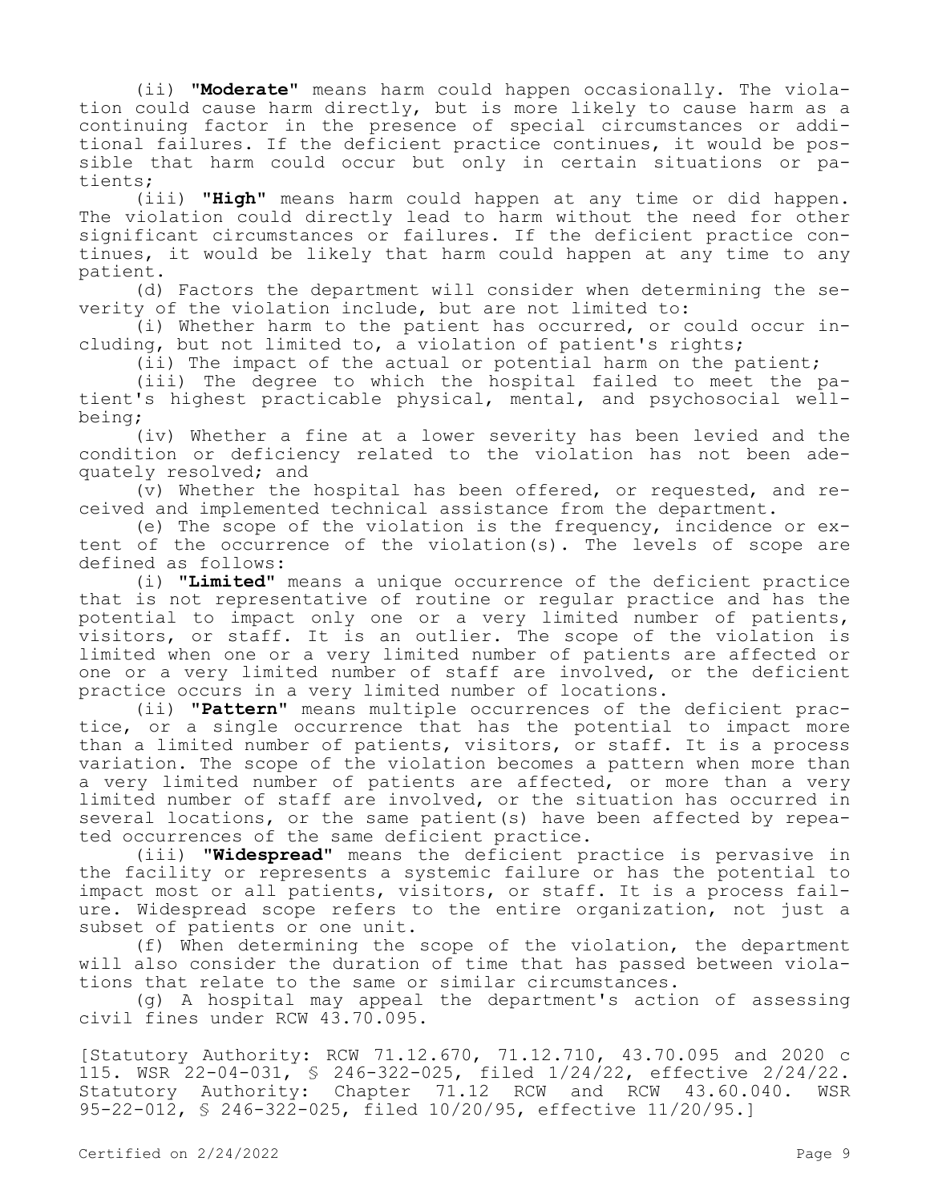(ii) "**Moderate**" means harm could happen occasionally. The violation could cause harm directly, but is more likely to cause harm as a continuing factor in the presence of special circumstances or additional failures. If the deficient practice continues, it would be possible that harm could occur but only in certain situations or patients;

(iii) "**High**" means harm could happen at any time or did happen. The violation could directly lead to harm without the need for other significant circumstances or failures. If the deficient practice continues, it would be likely that harm could happen at any time to any patient.

(d) Factors the department will consider when determining the severity of the violation include, but are not limited to:

(i) Whether harm to the patient has occurred, or could occur including, but not limited to, a violation of patient's rights;

(ii) The impact of the actual or potential harm on the patient;

(iii) The degree to which the hospital failed to meet the patient's highest practicable physical, mental, and psychosocial well-being;

(iv) Whether a fine at a lower severity has been levied and the condition or deficiency related to the violation has not been adequately resolved; and

(v) Whether the hospital has been offered, or requested, and received and implemented technical assistance from the department.

(e) The scope of the violation is the frequency, incidence or extent of the occurrence of the violation(s). The levels of scope are defined as follows:

(i) "**Limited**" means a unique occurrence of the deficient practice that is not representative of routine or regular practice and has the potential to impact only one or a very limited number of patients, visitors, or staff. It is an outlier. The scope of the violation is limited when one or a very limited number of patients are affected or one or a very limited number of staff are involved, or the deficient practice occurs in a very limited number of locations.

(ii) "**Pattern**" means multiple occurrences of the deficient practice, or a single occurrence that has the potential to impact more than a limited number of patients, visitors, or staff. It is a process variation. The scope of the violation becomes a pattern when more than a very limited number of patients are affected, or more than a very limited number of staff are involved, or the situation has occurred in several locations, or the same patient(s) have been affected by repeated occurrences of the same deficient practice.

(iii) "**Widespread**" means the deficient practice is pervasive in the facility or represents a systemic failure or has the potential to impact most or all patients, visitors, or staff. It is a process failure. Widespread scope refers to the entire organization, not just a subset of patients or one unit.

(f) When determining the scope of the violation, the department will also consider the duration of time that has passed between violations that relate to the same or similar circumstances.

(g) A hospital may appeal the department's action of assessing civil fines under RCW 43.70.095.

[Statutory Authority: RCW 71.12.670, 71.12.710, 43.70.095 and 2020 c 115. WSR 22-04-031, § 246-322-025, filed 1/24/22, effective 2/24/22. Statutory Authority: Chapter 71.12 RCW and RCW 43.60.040. WSR 95-22-012, § 246-322-025, filed 10/20/95, effective 11/20/95.]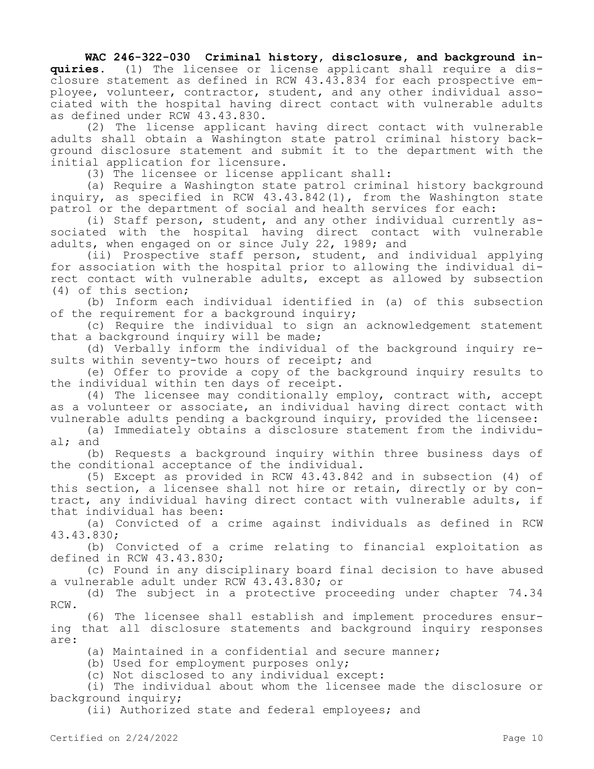**WAC 246-322-030 Criminal history, disclosure, and background inquiries.** (1) The licensee or license applicant shall require a disclosure statement as defined in RCW 43.43.834 for each prospective employee, volunteer, contractor, student, and any other individual associated with the hospital having direct contact with vulnerable adults as defined under RCW 43.43.830.

(2) The license applicant having direct contact with vulnerable adults shall obtain a Washington state patrol criminal history background disclosure statement and submit it to the department with the initial application for licensure.

(3) The licensee or license applicant shall:

(a) Require a Washington state patrol criminal history background inquiry, as specified in RCW 43.43.842(1), from the Washington state patrol or the department of social and health services for each:

(i) Staff person, student, and any other individual currently associated with the hospital having direct contact with vulnerable adults, when engaged on or since July 22, 1989; and

(ii) Prospective staff person, student, and individual applying for association with the hospital prior to allowing the individual direct contact with vulnerable adults, except as allowed by subsection (4) of this section;

(b) Inform each individual identified in (a) of this subsection of the requirement for a background inquiry;

(c) Require the individual to sign an acknowledgement statement that a background inquiry will be made;

(d) Verbally inform the individual of the background inquiry results within seventy-two hours of receipt; and

(e) Offer to provide a copy of the background inquiry results to the individual within ten days of receipt.

(4) The licensee may conditionally employ, contract with, accept as a volunteer or associate, an individual having direct contact with vulnerable adults pending a background inquiry, provided the licensee:

(a) Immediately obtains a disclosure statement from the individual; and

(b) Requests a background inquiry within three business days of the conditional acceptance of the individual.

(5) Except as provided in RCW 43.43.842 and in subsection (4) of this section, a licensee shall not hire or retain, directly or by contract, any individual having direct contact with vulnerable adults, if that individual has been:

(a) Convicted of a crime against individuals as defined in RCW 43.43.830;

(b) Convicted of a crime relating to financial exploitation as defined in RCW 43.43.830;

(c) Found in any disciplinary board final decision to have abused a vulnerable adult under RCW 43.43.830; or

(d) The subject in a protective proceeding under chapter 74.34 RCW.

(6) The licensee shall establish and implement procedures ensuring that all disclosure statements and background inquiry responses are:

(a) Maintained in a confidential and secure manner;

(b) Used for employment purposes only;

(c) Not disclosed to any individual except:

(i) The individual about whom the licensee made the disclosure or background inquiry;

(ii) Authorized state and federal employees; and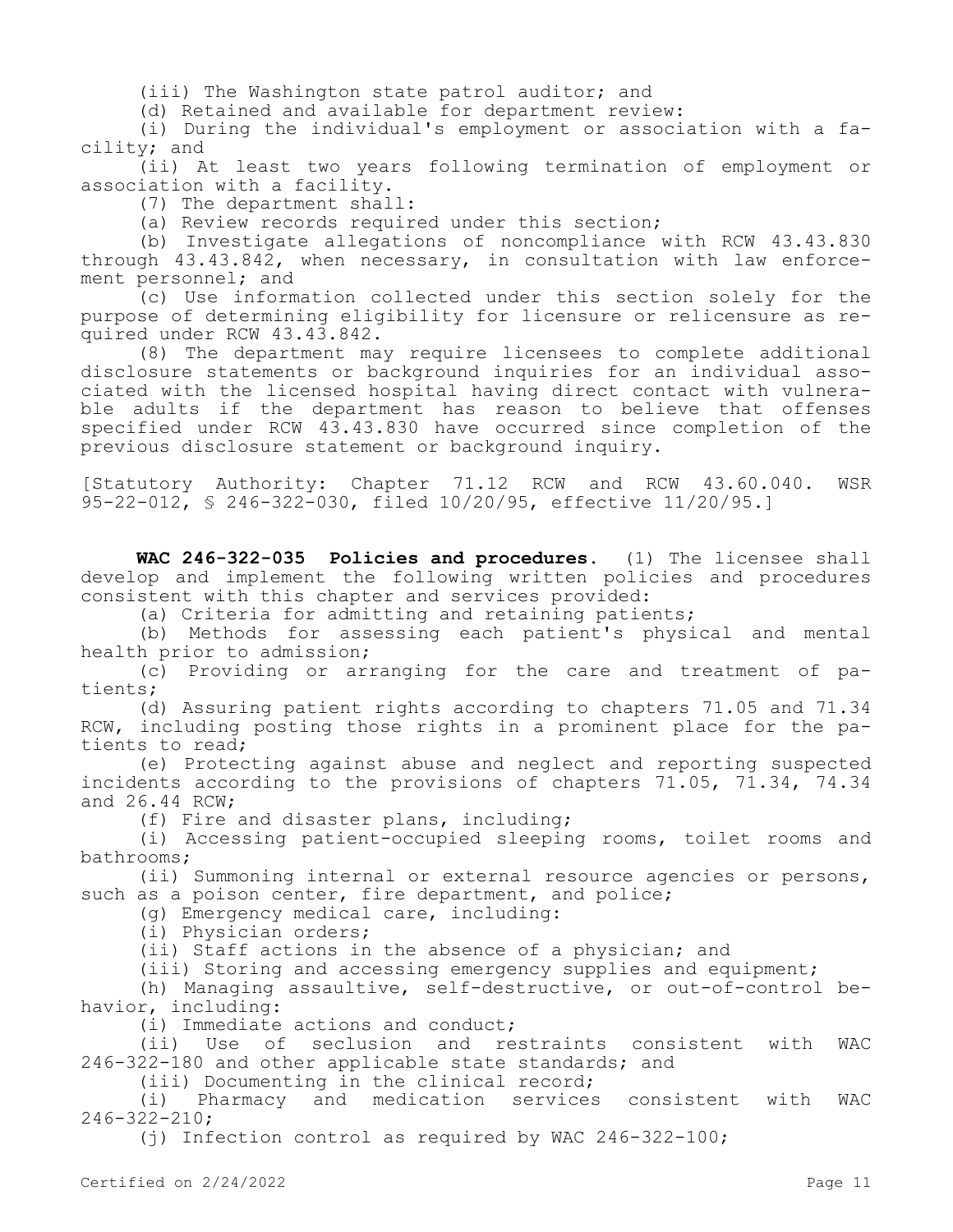(iii) The Washington state patrol auditor; and

(d) Retained and available for department review:

(i) During the individual's employment or association with a facility; and

(ii) At least two years following termination of employment or association with a facility.

(7) The department shall:

(a) Review records required under this section;

(b) Investigate allegations of noncompliance with RCW 43.43.830 through 43.43.842, when necessary, in consultation with law enforcement personnel; and

(c) Use information collected under this section solely for the purpose of determining eligibility for licensure or relicensure as required under RCW 43.43.842.

(8) The department may require licensees to complete additional disclosure statements or background inquiries for an individual associated with the licensed hospital having direct contact with vulnerable adults if the department has reason to believe that offenses specified under RCW 43.43.830 have occurred since completion of the previous disclosure statement or background inquiry.

[Statutory Authority: Chapter 71.12 RCW and RCW 43.60.040. WSR 95-22-012, § 246-322-030, filed 10/20/95, effective 11/20/95.]

**WAC 246-322-035 Policies and procedures.** (1) The licensee shall develop and implement the following written policies and procedures consistent with this chapter and services provided:

(a) Criteria for admitting and retaining patients;

(b) Methods for assessing each patient's physical and mental health prior to admission;

(c) Providing or arranging for the care and treatment of patients;

(d) Assuring patient rights according to chapters 71.05 and 71.34 RCW, including posting those rights in a prominent place for the patients to read;

(e) Protecting against abuse and neglect and reporting suspected incidents according to the provisions of chapters 71.05, 71.34, 74.34 and 26.44 RCW;

(f) Fire and disaster plans, including;

(i) Accessing patient-occupied sleeping rooms, toilet rooms and bathrooms;

(ii) Summoning internal or external resource agencies or persons, such as a poison center, fire department, and police;

(g) Emergency medical care, including:

(i) Physician orders;

(ii) Staff actions in the absence of a physician; and

(iii) Storing and accessing emergency supplies and equipment;

(h) Managing assaultive, self-destructive, or out-of-control behavior, including:

(i) Immediate actions and conduct;

(ii) Use of seclusion and restraints consistent with WAC 246-322-180 and other applicable state standards; and

(iii) Documenting in the clinical record;

(i) Pharmacy and medication services consistent with WAC 246-322-210;

(j) Infection control as required by WAC 246-322-100;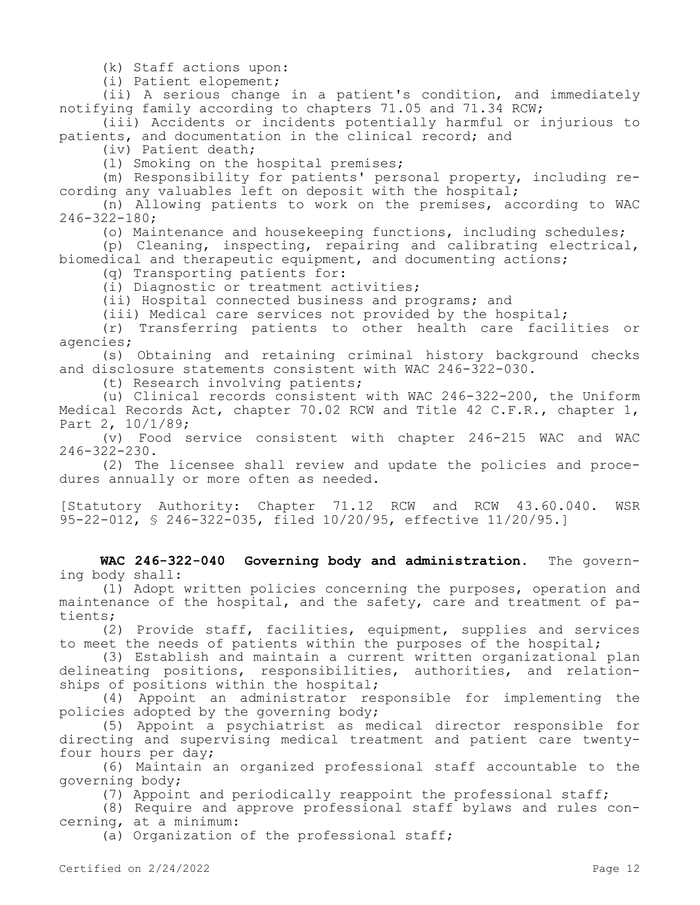(k) Staff actions upon:

(i) Patient elopement;

(ii) A serious change in a patient's condition, and immediately notifying family according to chapters 71.05 and 71.34 RCW;

(iii) Accidents or incidents potentially harmful or injurious to patients, and documentation in the clinical record; and

(iv) Patient death;

(l) Smoking on the hospital premises;

(m) Responsibility for patients' personal property, including recording any valuables left on deposit with the hospital;

(n) Allowing patients to work on the premises, according to WAC 246-322-180;

(o) Maintenance and housekeeping functions, including schedules;

(p) Cleaning, inspecting, repairing and calibrating electrical, biomedical and therapeutic equipment, and documenting actions;

(q) Transporting patients for:

(i) Diagnostic or treatment activities;

(ii) Hospital connected business and programs; and

(iii) Medical care services not provided by the hospital;

(r) Transferring patients to other health care facilities or agencies;

(s) Obtaining and retaining criminal history background checks and disclosure statements consistent with WAC 246-322-030.

(t) Research involving patients;

(u) Clinical records consistent with WAC 246-322-200, the Uniform Medical Records Act, chapter 70.02 RCW and Title 42 C.F.R., chapter 1, Part 2, 10/1/89;

(v) Food service consistent with chapter 246-215 WAC and WAC 246-322-230.

(2) The licensee shall review and update the policies and procedures annually or more often as needed.

[Statutory Authority: Chapter 71.12 RCW and RCW 43.60.040. WSR 95-22-012, § 246-322-035, filed 10/20/95, effective 11/20/95.]

**WAC 246-322-040 Governing body and administration.** The governing body shall:

(1) Adopt written policies concerning the purposes, operation and maintenance of the hospital, and the safety, care and treatment of patients;

(2) Provide staff, facilities, equipment, supplies and services to meet the needs of patients within the purposes of the hospital;

(3) Establish and maintain a current written organizational plan delineating positions, responsibilities, authorities, and relationships of positions within the hospital;

(4) Appoint an administrator responsible for implementing the policies adopted by the governing body;

(5) Appoint a psychiatrist as medical director responsible for directing and supervising medical treatment and patient care twenty-four hours per day;

(6) Maintain an organized professional staff accountable to the governing body;

(7) Appoint and periodically reappoint the professional staff;

(8) Require and approve professional staff bylaws and rules concerning, at a minimum:

(a) Organization of the professional staff;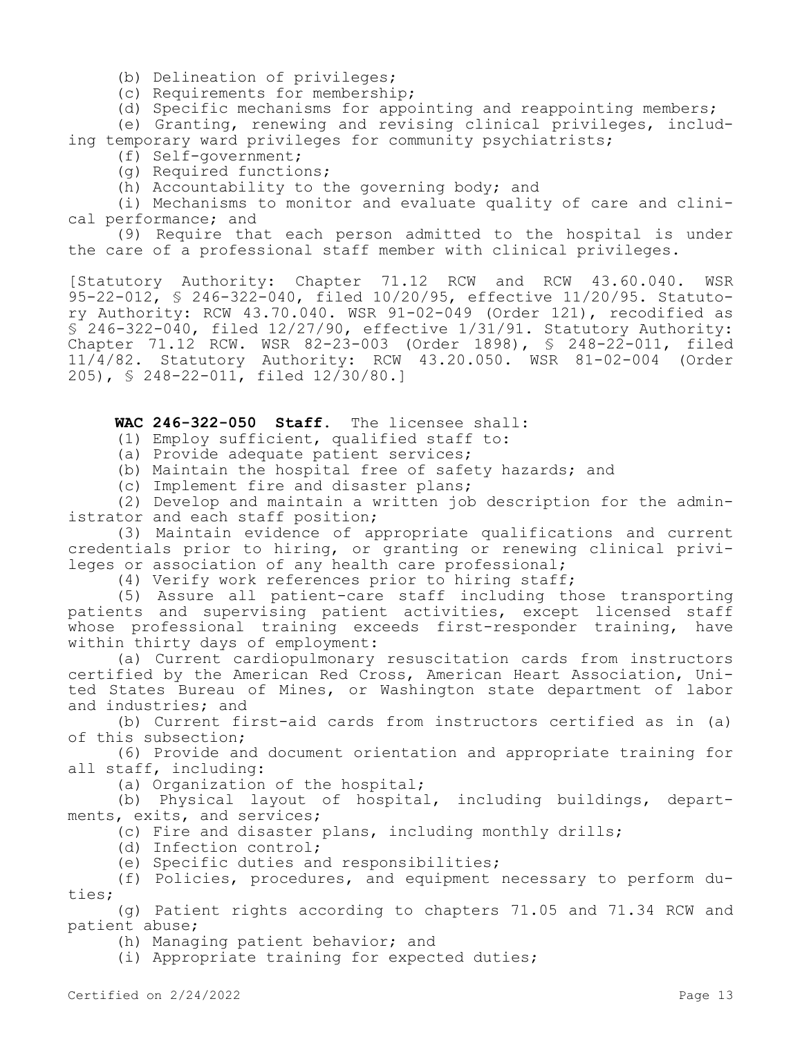(b) Delineation of privileges;

(c) Requirements for membership;

(d) Specific mechanisms for appointing and reappointing members;

(e) Granting, renewing and revising clinical privileges, including temporary ward privileges for community psychiatrists;

(f) Self-government;

(g) Required functions;

(h) Accountability to the governing body; and

(i) Mechanisms to monitor and evaluate quality of care and clinical performance; and

(9) Require that each person admitted to the hospital is under the care of a professional staff member with clinical privileges.

[Statutory Authority: Chapter 71.12 RCW and RCW 43.60.040. WSR 95-22-012, § 246-322-040, filed 10/20/95, effective 11/20/95. Statutory Authority: RCW 43.70.040. WSR 91-02-049 (Order 121), recodified as § 246-322-040, filed 12/27/90, effective 1/31/91. Statutory Authority: Chapter 71.12 RCW. WSR 82-23-003 (Order 1898), § 248-22-011, filed 11/4/82. Statutory Authority: RCW 43.20.050. WSR 81-02-004 (Order 205), § 248-22-011, filed 12/30/80.]

**WAC 246-322-050 Staff.** The licensee shall:

(1) Employ sufficient, qualified staff to:

(a) Provide adequate patient services;

(b) Maintain the hospital free of safety hazards; and

(c) Implement fire and disaster plans;

(2) Develop and maintain a written job description for the administrator and each staff position;

(3) Maintain evidence of appropriate qualifications and current credentials prior to hiring, or granting or renewing clinical privileges or association of any health care professional;

(4) Verify work references prior to hiring staff;

(5) Assure all patient-care staff including those transporting patients and supervising patient activities, except licensed staff whose professional training exceeds first-responder training, have within thirty days of employment:

(a) Current cardiopulmonary resuscitation cards from instructors certified by the American Red Cross, American Heart Association, United States Bureau of Mines, or Washington state department of labor and industries; and

(b) Current first-aid cards from instructors certified as in (a) of this subsection;

(6) Provide and document orientation and appropriate training for all staff, including:

(a) Organization of the hospital;

(b) Physical layout of hospital, including buildings, departments, exits, and services;

(c) Fire and disaster plans, including monthly drills;

(d) Infection control;

(e) Specific duties and responsibilities;

(f) Policies, procedures, and equipment necessary to perform duties;

(g) Patient rights according to chapters 71.05 and 71.34 RCW and patient abuse;

(h) Managing patient behavior; and

(i) Appropriate training for expected duties;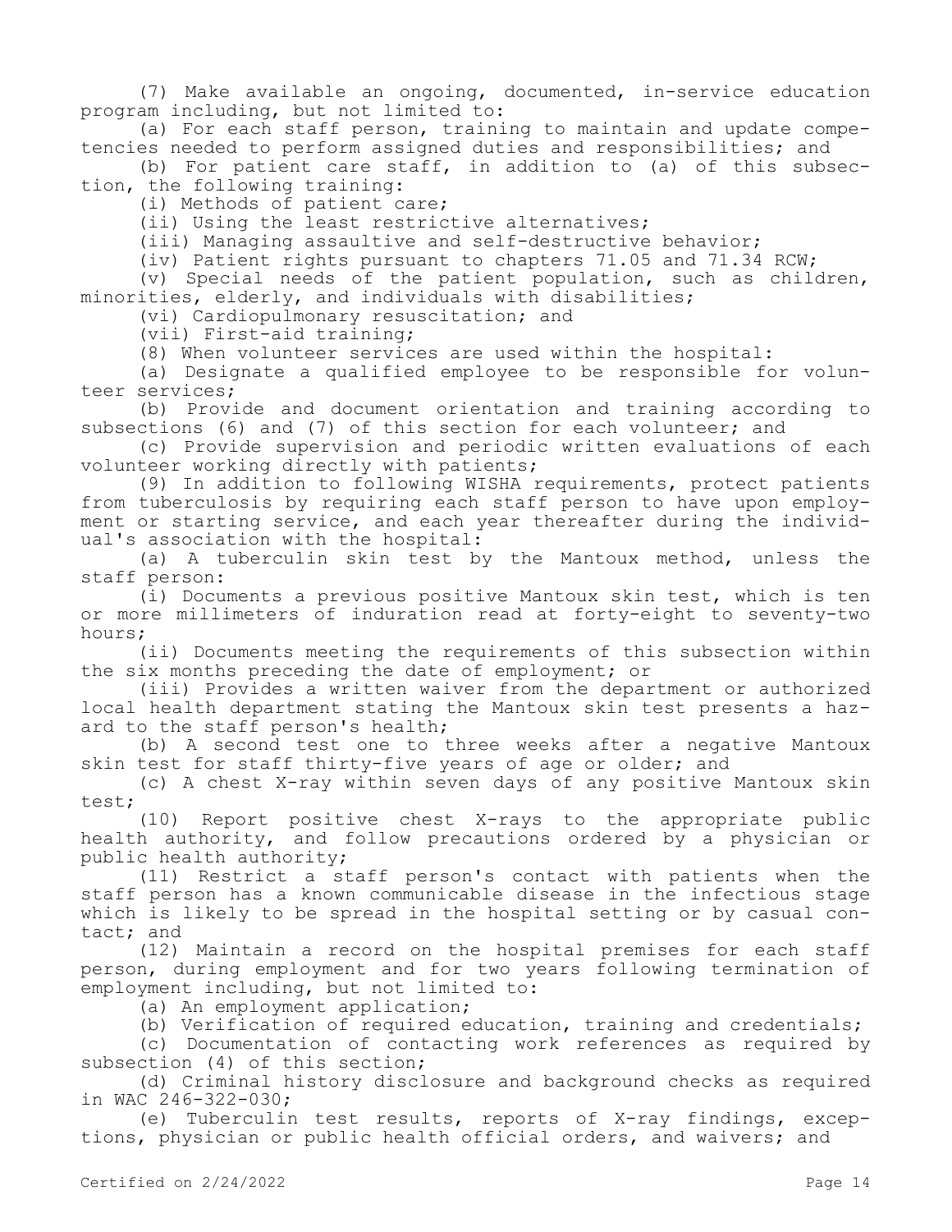(7) Make available an ongoing, documented, in-service education program including, but not limited to:

(a) For each staff person, training to maintain and update competencies needed to perform assigned duties and responsibilities; and

(b) For patient care staff, in addition to (a) of this subsection, the following training:

(i) Methods of patient care;

(ii) Using the least restrictive alternatives;

(iii) Managing assaultive and self-destructive behavior;

(iv) Patient rights pursuant to chapters 71.05 and 71.34 RCW;

(v) Special needs of the patient population, such as children, minorities, elderly, and individuals with disabilities;

(vi) Cardiopulmonary resuscitation; and

(vii) First-aid training;

(8) When volunteer services are used within the hospital:

(a) Designate a qualified employee to be responsible for volunteer services;

(b) Provide and document orientation and training according to subsections (6) and (7) of this section for each volunteer; and

(c) Provide supervision and periodic written evaluations of each volunteer working directly with patients;

(9) In addition to following WISHA requirements, protect patients from tuberculosis by requiring each staff person to have upon employment or starting service, and each year thereafter during the individual's association with the hospital:

(a) A tuberculin skin test by the Mantoux method, unless the staff person:

(i) Documents a previous positive Mantoux skin test, which is ten or more millimeters of induration read at forty-eight to seventy-two hours;

(ii) Documents meeting the requirements of this subsection within the six months preceding the date of employment; or

(iii) Provides a written waiver from the department or authorized local health department stating the Mantoux skin test presents a hazard to the staff person's health;

(b) A second test one to three weeks after a negative Mantoux skin test for staff thirty-five years of age or older; and

(c) A chest X-ray within seven days of any positive Mantoux skin test;

(10) Report positive chest X-rays to the appropriate public health authority, and follow precautions ordered by a physician or public health authority;

(11) Restrict a staff person's contact with patients when the staff person has a known communicable disease in the infectious stage which is likely to be spread in the hospital setting or by casual contact; and

(12) Maintain a record on the hospital premises for each staff person, during employment and for two years following termination of employment including, but not limited to:

(a) An employment application;

(b) Verification of required education, training and credentials;

(c) Documentation of contacting work references as required by subsection (4) of this section;

(d) Criminal history disclosure and background checks as required in WAC 246-322-030;

(e) Tuberculin test results, reports of X-ray findings, exceptions, physician or public health official orders, and waivers; and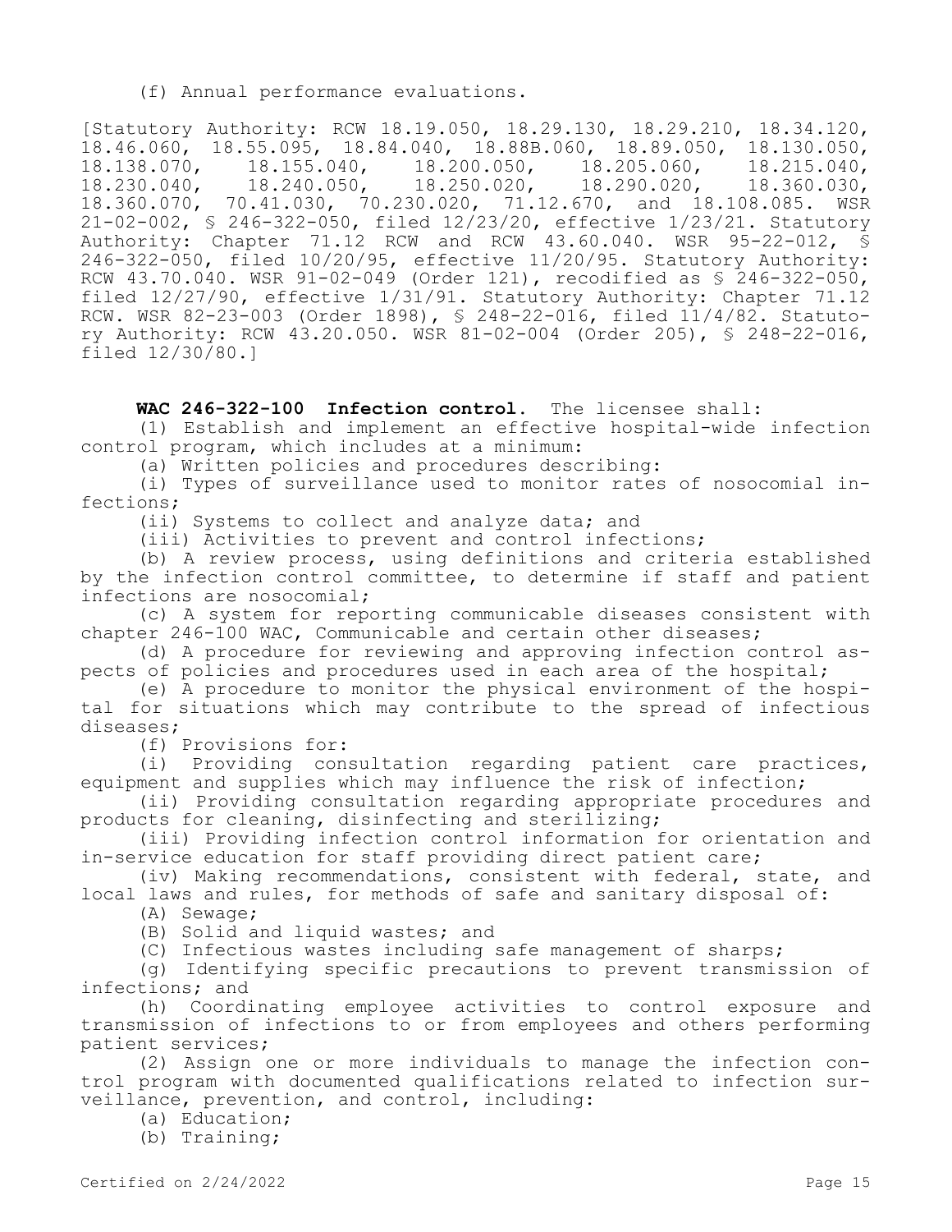(f) Annual performance evaluations.

[Statutory Authority: RCW 18.19.050, 18.29.130, 18.29.210, 18.34.120, 18.46.060, 18.55.095, 18.84.040, 18.88B.060, 18.89.050, 18.130.050, 18.138.070, 18.155.040, 18.200.050, 18.205.060, 18.215.040, 18.230.040, 18.240.050, 18.250.020, 18.290.020, 18.360.030, 18.360.070, 70.41.030, 70.230.020, 71.12.670, and 18.108.085. WSR 21-02-002, § 246-322-050, filed 12/23/20, effective 1/23/21. Statutory Authority: Chapter 71.12 RCW and RCW 43.60.040. WSR 95-22-012, § 246-322-050, filed 10/20/95, effective 11/20/95. Statutory Authority: RCW 43.70.040. WSR 91-02-049 (Order 121), recodified as § 246-322-050, filed 12/27/90, effective 1/31/91. Statutory Authority: Chapter 71.12 RCW. WSR 82-23-003 (Order 1898), § 248-22-016, filed 11/4/82. Statutory Authority: RCW 43.20.050. WSR 81-02-004 (Order 205), § 248-22-016, filed 12/30/80.]

**WAC 246-322-100 Infection control.** The licensee shall:

(1) Establish and implement an effective hospital-wide infection control program, which includes at a minimum:

(a) Written policies and procedures describing:

(i) Types of surveillance used to monitor rates of nosocomial infections;

(ii) Systems to collect and analyze data; and

(iii) Activities to prevent and control infections;

(b) A review process, using definitions and criteria established by the infection control committee, to determine if staff and patient infections are nosocomial;

(c) A system for reporting communicable diseases consistent with chapter 246-100 WAC, Communicable and certain other diseases;

(d) A procedure for reviewing and approving infection control aspects of policies and procedures used in each area of the hospital;

(e) A procedure to monitor the physical environment of the hospital for situations which may contribute to the spread of infectious diseases;

(f) Provisions for:

(i) Providing consultation regarding patient care practices, equipment and supplies which may influence the risk of infection;

(ii) Providing consultation regarding appropriate procedures and products for cleaning, disinfecting and sterilizing;

(iii) Providing infection control information for orientation and in-service education for staff providing direct patient care;

(iv) Making recommendations, consistent with federal, state, and local laws and rules, for methods of safe and sanitary disposal of:

(A) Sewage;

(B) Solid and liquid wastes; and

(C) Infectious wastes including safe management of sharps;

(g) Identifying specific precautions to prevent transmission of infections; and

(h) Coordinating employee activities to control exposure and transmission of infections to or from employees and others performing patient services;

(2) Assign one or more individuals to manage the infection control program with documented qualifications related to infection surveillance, prevention, and control, including:

(a) Education;

(b) Training;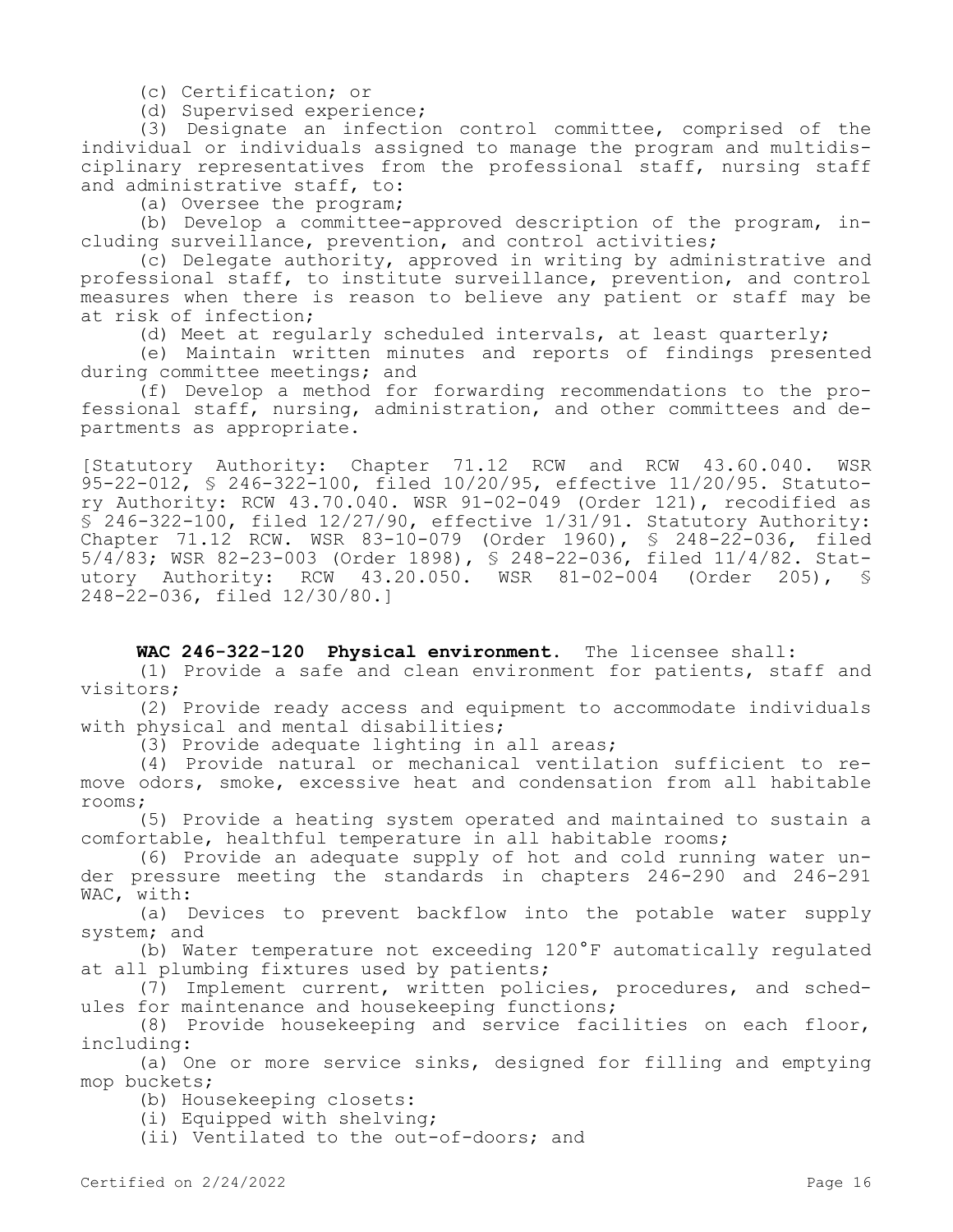(c) Certification; or

(d) Supervised experience;

(3) Designate an infection control committee, comprised of the individual or individuals assigned to manage the program and multidisciplinary representatives from the professional staff, nursing staff and administrative staff, to:

(a) Oversee the program;

(b) Develop a committee-approved description of the program, including surveillance, prevention, and control activities;

(c) Delegate authority, approved in writing by administrative and professional staff, to institute surveillance, prevention, and control measures when there is reason to believe any patient or staff may be at risk of infection;

(d) Meet at regularly scheduled intervals, at least quarterly;

(e) Maintain written minutes and reports of findings presented during committee meetings; and

(f) Develop a method for forwarding recommendations to the professional staff, nursing, administration, and other committees and departments as appropriate.

[Statutory Authority: Chapter 71.12 RCW and RCW 43.60.040. WSR 95-22-012, § 246-322-100, filed 10/20/95, effective 11/20/95. Statutory Authority: RCW 43.70.040. WSR 91-02-049 (Order 121), recodified as § 246-322-100, filed 12/27/90, effective 1/31/91. Statutory Authority: Chapter 71.12 RCW. WSR 83-10-079 (Order 1960), § 248-22-036, filed 5/4/83; WSR 82-23-003 (Order 1898), § 248-22-036, filed 11/4/82. Statutory Authority: RCW 43.20.050. WSR 81-02-004 (Order 205), § 248-22-036, filed 12/30/80.]

**WAC 246-322-120 Physical environment.** The licensee shall:

(1) Provide a safe and clean environment for patients, staff and visitors;

(2) Provide ready access and equipment to accommodate individuals with physical and mental disabilities;

(3) Provide adequate lighting in all areas;

(4) Provide natural or mechanical ventilation sufficient to remove odors, smoke, excessive heat and condensation from all habitable rooms;

(5) Provide a heating system operated and maintained to sustain a comfortable, healthful temperature in all habitable rooms;

(6) Provide an adequate supply of hot and cold running water under pressure meeting the standards in chapters 246-290 and 246-291 WAC, with:

(a) Devices to prevent backflow into the potable water supply system; and

(b) Water temperature not exceeding 120°F automatically regulated at all plumbing fixtures used by patients;

(7) Implement current, written policies, procedures, and schedules for maintenance and housekeeping functions;

(8) Provide housekeeping and service facilities on each floor, including:

(a) One or more service sinks, designed for filling and emptying mop buckets;

(b) Housekeeping closets:

(i) Equipped with shelving;

(ii) Ventilated to the out-of-doors; and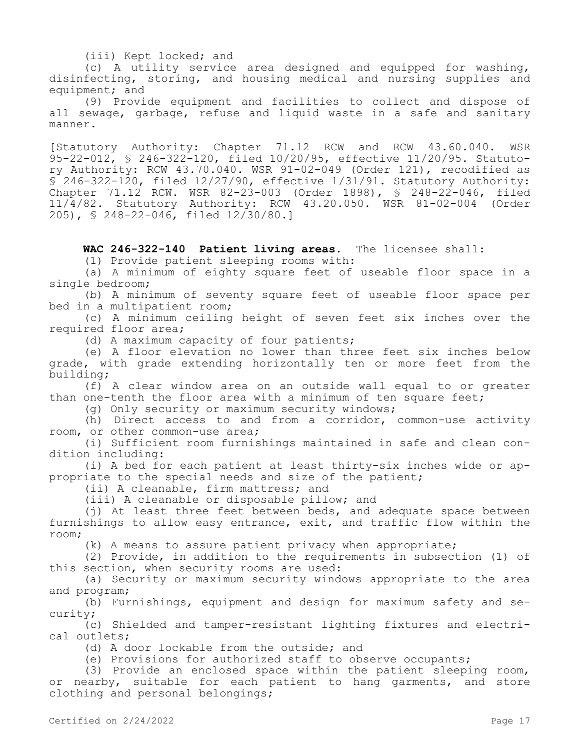(iii) Kept locked; and

(c) A utility service area designed and equipped for washing, disinfecting, storing, and housing medical and nursing supplies and equipment; and

(9) Provide equipment and facilities to collect and dispose of all sewage, garbage, refuse and liquid waste in a safe and sanitary manner.

[Statutory Authority: Chapter 71.12 RCW and RCW 43.60.040. WSR 95-22-012, § 246-322-120, filed 10/20/95, effective 11/20/95. Statutory Authority: RCW 43.70.040. WSR 91-02-049 (Order 121), recodified as § 246-322-120, filed 12/27/90, effective 1/31/91. Statutory Authority: Chapter 71.12 RCW. WSR 82-23-003 (Order 1898), § 248-22-046, filed 11/4/82. Statutory Authority: RCW 43.20.050. WSR 81-02-004 (Order 205), § 248-22-046, filed 12/30/80.]

**WAC 246-322-140 Patient living areas.** The licensee shall:

(1) Provide patient sleeping rooms with:

(a) A minimum of eighty square feet of useable floor space in a single bedroom;

(b) A minimum of seventy square feet of useable floor space per bed in a multipatient room;

(c) A minimum ceiling height of seven feet six inches over the required floor area;

(d) A maximum capacity of four patients;

(e) A floor elevation no lower than three feet six inches below grade, with grade extending horizontally ten or more feet from the building;

(f) A clear window area on an outside wall equal to or greater than one-tenth the floor area with a minimum of ten square feet;

(g) Only security or maximum security windows;

(h) Direct access to and from a corridor, common-use activity room, or other common-use area;

(i) Sufficient room furnishings maintained in safe and clean condition including:

(i) A bed for each patient at least thirty-six inches wide or appropriate to the special needs and size of the patient;

(ii) A cleanable, firm mattress; and

(iii) A cleanable or disposable pillow; and

(j) At least three feet between beds, and adequate space between furnishings to allow easy entrance, exit, and traffic flow within the room;

(k) A means to assure patient privacy when appropriate;

(2) Provide, in addition to the requirements in subsection (1) of this section, when security rooms are used:

(a) Security or maximum security windows appropriate to the area and program;

(b) Furnishings, equipment and design for maximum safety and security;

(c) Shielded and tamper-resistant lighting fixtures and electrical outlets;

(d) A door lockable from the outside; and

(e) Provisions for authorized staff to observe occupants;

(3) Provide an enclosed space within the patient sleeping room, or nearby, suitable for each patient to hang garments, and store clothing and personal belongings;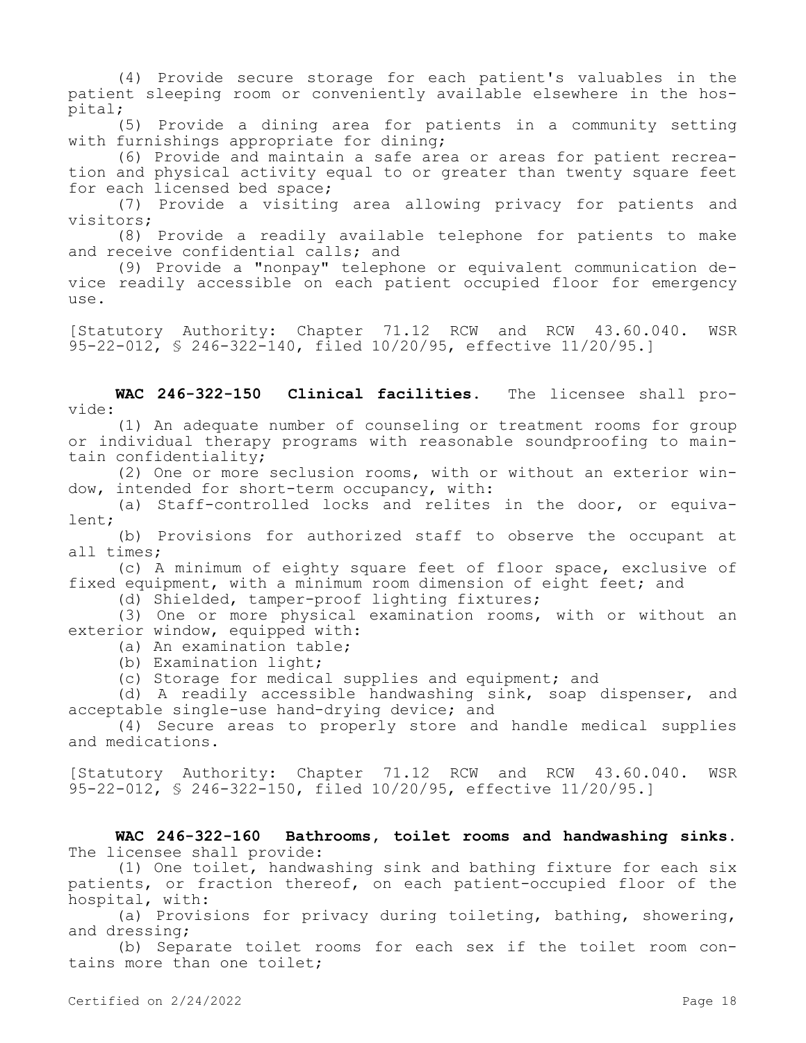(4) Provide secure storage for each patient's valuables in the patient sleeping room or conveniently available elsewhere in the hospital;

(5) Provide a dining area for patients in a community setting with furnishings appropriate for dining;

(6) Provide and maintain a safe area or areas for patient recreation and physical activity equal to or greater than twenty square feet for each licensed bed space;

(7) Provide a visiting area allowing privacy for patients and visitors;

(8) Provide a readily available telephone for patients to make and receive confidential calls; and

(9) Provide a "nonpay" telephone or equivalent communication device readily accessible on each patient occupied floor for emergency use.

[Statutory Authority: Chapter 71.12 RCW and RCW 43.60.040. WSR 95-22-012, § 246-322-140, filed 10/20/95, effective 11/20/95.]

**WAC 246-322-150 Clinical facilities.** The licensee shall provide:

(1) An adequate number of counseling or treatment rooms for group or individual therapy programs with reasonable soundproofing to maintain confidentiality;

(2) One or more seclusion rooms, with or without an exterior window, intended for short-term occupancy, with:

(a) Staff-controlled locks and relites in the door, or equivalent;

(b) Provisions for authorized staff to observe the occupant at all times;

(c) A minimum of eighty square feet of floor space, exclusive of fixed equipment, with a minimum room dimension of eight feet; and

(d) Shielded, tamper-proof lighting fixtures;

(3) One or more physical examination rooms, with or without an exterior window, equipped with:

(a) An examination table;

(b) Examination light;

(c) Storage for medical supplies and equipment; and

(d) A readily accessible handwashing sink, soap dispenser, and acceptable single-use hand-drying device; and

(4) Secure areas to properly store and handle medical supplies and medications.

[Statutory Authority: Chapter 71.12 RCW and RCW 43.60.040. WSR 95-22-012, § 246-322-150, filed 10/20/95, effective 11/20/95.]

**WAC 246-322-160 Bathrooms, toilet rooms and handwashing sinks.** The licensee shall provide:

(1) One toilet, handwashing sink and bathing fixture for each six patients, or fraction thereof, on each patient-occupied floor of the hospital, with:

(a) Provisions for privacy during toileting, bathing, showering, and dressing;

(b) Separate toilet rooms for each sex if the toilet room contains more than one toilet;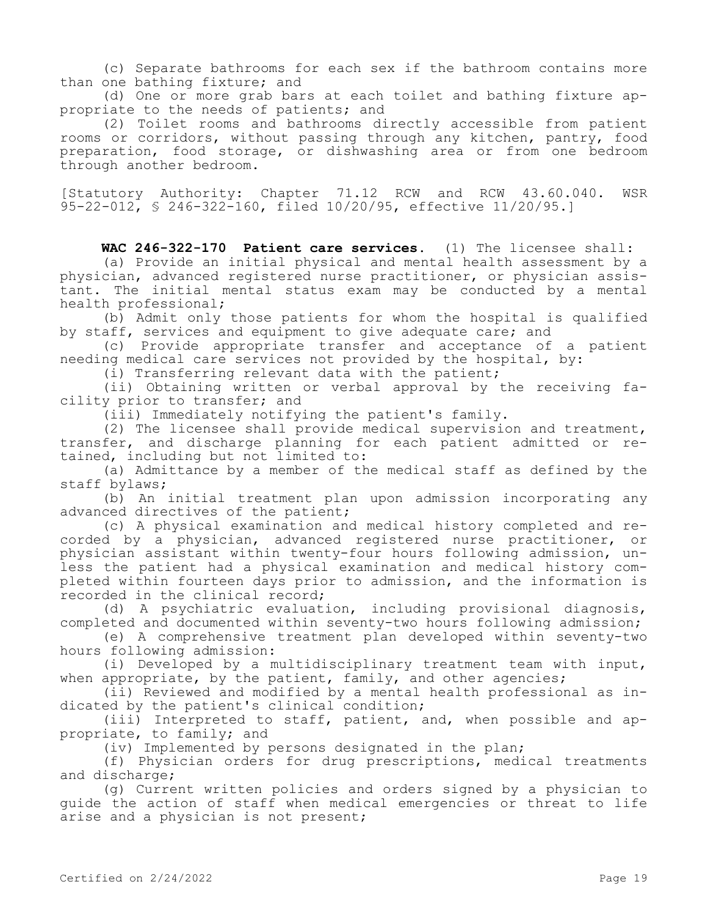(c) Separate bathrooms for each sex if the bathroom contains more than one bathing fixture; and

(d) One or more grab bars at each toilet and bathing fixture appropriate to the needs of patients; and

(2) Toilet rooms and bathrooms directly accessible from patient rooms or corridors, without passing through any kitchen, pantry, food preparation, food storage, or dishwashing area or from one bedroom through another bedroom.

[Statutory Authority: Chapter 71.12 RCW and RCW 43.60.040. WSR 95-22-012, § 246-322-160, filed 10/20/95, effective 11/20/95.]

**WAC 246-322-170 Patient care services.** (1) The licensee shall:

(a) Provide an initial physical and mental health assessment by a physician, advanced registered nurse practitioner, or physician assistant. The initial mental status exam may be conducted by a mental health professional;

(b) Admit only those patients for whom the hospital is qualified by staff, services and equipment to give adequate care; and

(c) Provide appropriate transfer and acceptance of a patient needing medical care services not provided by the hospital, by:

(i) Transferring relevant data with the patient;

(ii) Obtaining written or verbal approval by the receiving facility prior to transfer; and

(iii) Immediately notifying the patient's family.

(2) The licensee shall provide medical supervision and treatment, transfer, and discharge planning for each patient admitted or retained, including but not limited to:

(a) Admittance by a member of the medical staff as defined by the staff bylaws;

(b) An initial treatment plan upon admission incorporating any advanced directives of the patient;

(c) A physical examination and medical history completed and recorded by a physician, advanced registered nurse practitioner, or physician assistant within twenty-four hours following admission, unless the patient had a physical examination and medical history completed within fourteen days prior to admission, and the information is recorded in the clinical record;

(d) A psychiatric evaluation, including provisional diagnosis, completed and documented within seventy-two hours following admission;

(e) A comprehensive treatment plan developed within seventy-two hours following admission:

(i) Developed by a multidisciplinary treatment team with input, when appropriate, by the patient, family, and other agencies;

(ii) Reviewed and modified by a mental health professional as indicated by the patient's clinical condition;

(iii) Interpreted to staff, patient, and, when possible and appropriate, to family; and

(iv) Implemented by persons designated in the plan;

(f) Physician orders for drug prescriptions, medical treatments and discharge;

(g) Current written policies and orders signed by a physician to guide the action of staff when medical emergencies or threat to life arise and a physician is not present;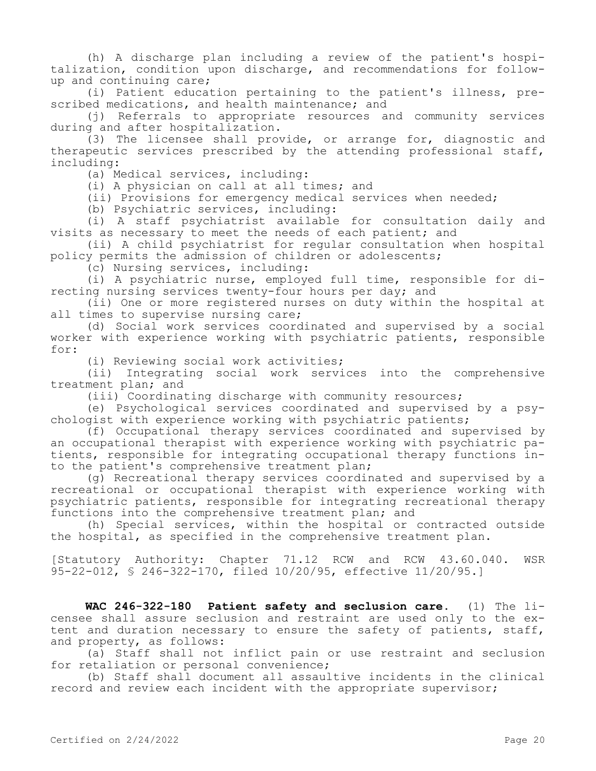(h) A discharge plan including a review of the patient's hospitalization, condition upon discharge, and recommendations for follow-up and continuing care;

(i) Patient education pertaining to the patient's illness, prescribed medications, and health maintenance; and

(j) Referrals to appropriate resources and community services during and after hospitalization.

(3) The licensee shall provide, or arrange for, diagnostic and therapeutic services prescribed by the attending professional staff, including:

(a) Medical services, including:

(i) A physician on call at all times; and

(ii) Provisions for emergency medical services when needed;

(b) Psychiatric services, including:

(i) A staff psychiatrist available for consultation daily and visits as necessary to meet the needs of each patient; and

(ii) A child psychiatrist for regular consultation when hospital policy permits the admission of children or adolescents;

(c) Nursing services, including:

(i) A psychiatric nurse, employed full time, responsible for directing nursing services twenty-four hours per day; and

(ii) One or more registered nurses on duty within the hospital at all times to supervise nursing care;

(d) Social work services coordinated and supervised by a social worker with experience working with psychiatric patients, responsible for:

(i) Reviewing social work activities;

(ii) Integrating social work services into the comprehensive treatment plan; and

(iii) Coordinating discharge with community resources;

(e) Psychological services coordinated and supervised by a psychologist with experience working with psychiatric patients;

(f) Occupational therapy services coordinated and supervised by an occupational therapist with experience working with psychiatric patients, responsible for integrating occupational therapy functions into the patient's comprehensive treatment plan;

(g) Recreational therapy services coordinated and supervised by a recreational or occupational therapist with experience working with psychiatric patients, responsible for integrating recreational therapy functions into the comprehensive treatment plan; and

(h) Special services, within the hospital or contracted outside the hospital, as specified in the comprehensive treatment plan.

[Statutory Authority: Chapter 71.12 RCW and RCW 43.60.040. WSR 95-22-012, § 246-322-170, filed 10/20/95, effective 11/20/95.]

**WAC 246-322-180 Patient safety and seclusion care.** (1) The licensee shall assure seclusion and restraint are used only to the extent and duration necessary to ensure the safety of patients, staff, and property, as follows:

(a) Staff shall not inflict pain or use restraint and seclusion for retaliation or personal convenience;

(b) Staff shall document all assaultive incidents in the clinical record and review each incident with the appropriate supervisor;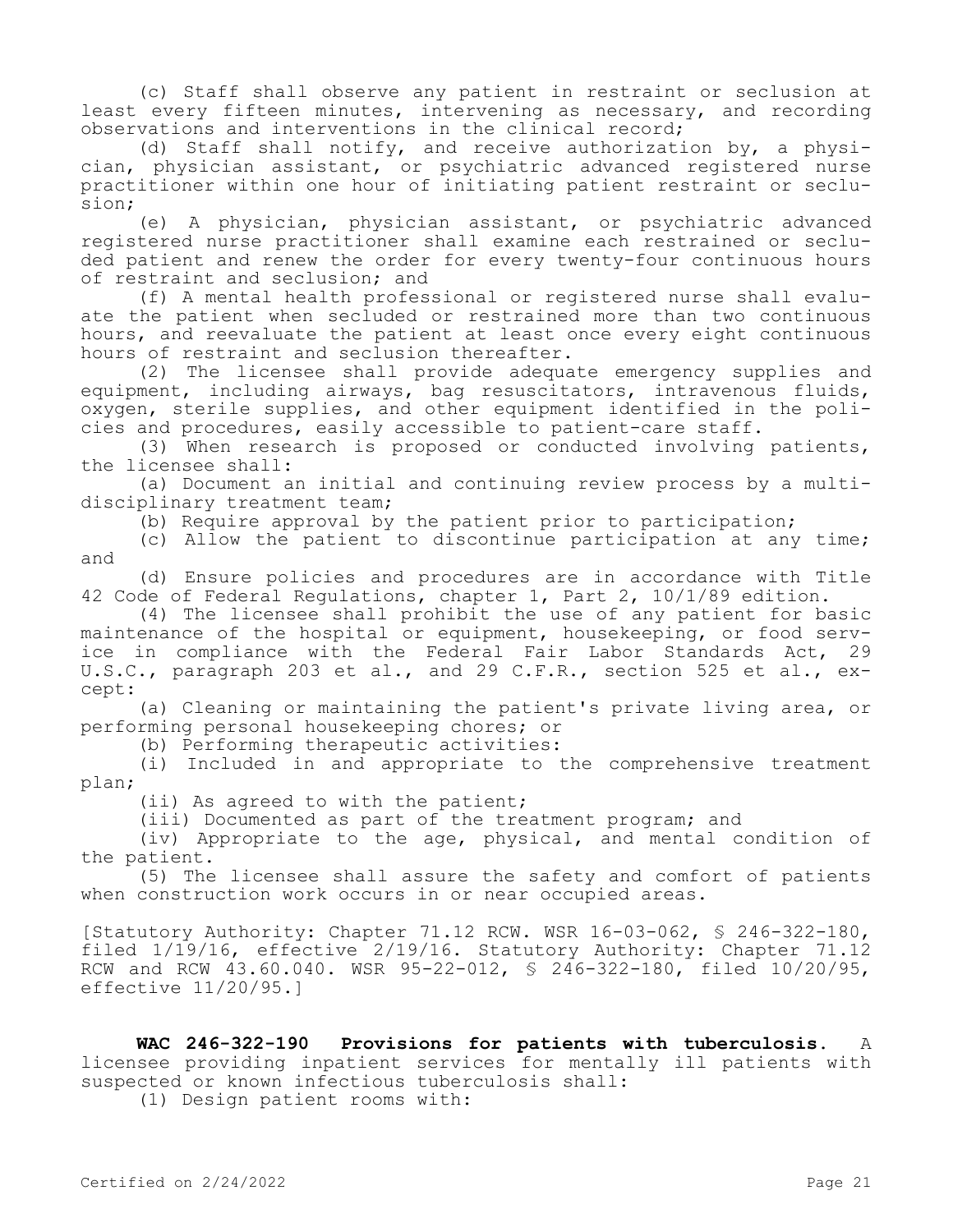(c) Staff shall observe any patient in restraint or seclusion at least every fifteen minutes, intervening as necessary, and recording observations and interventions in the clinical record;

(d) Staff shall notify, and receive authorization by, a physician, physician assistant, or psychiatric advanced registered nurse practitioner within one hour of initiating patient restraint or seclusion;

(e) A physician, physician assistant, or psychiatric advanced registered nurse practitioner shall examine each restrained or secluded patient and renew the order for every twenty-four continuous hours of restraint and seclusion; and

(f) A mental health professional or registered nurse shall evaluate the patient when secluded or restrained more than two continuous hours, and reevaluate the patient at least once every eight continuous hours of restraint and seclusion thereafter.

(2) The licensee shall provide adequate emergency supplies and equipment, including airways, bag resuscitators, intravenous fluids, oxygen, sterile supplies, and other equipment identified in the policies and procedures, easily accessible to patient-care staff.

(3) When research is proposed or conducted involving patients, the licensee shall:

(a) Document an initial and continuing review process by a multidisciplinary treatment team;

(b) Require approval by the patient prior to participation;

(c) Allow the patient to discontinue participation at any time; and

(d) Ensure policies and procedures are in accordance with Title 42 Code of Federal Regulations, chapter 1, Part 2, 10/1/89 edition.

(4) The licensee shall prohibit the use of any patient for basic maintenance of the hospital or equipment, housekeeping, or food service in compliance with the Federal Fair Labor Standards Act, 29 U.S.C., paragraph 203 et al., and 29 C.F.R., section 525 et al., except:

(a) Cleaning or maintaining the patient's private living area, or performing personal housekeeping chores; or

(b) Performing therapeutic activities:

(i) Included in and appropriate to the comprehensive treatment plan;

(ii) As agreed to with the patient;

(iii) Documented as part of the treatment program; and

(iv) Appropriate to the age, physical, and mental condition of the patient.

(5) The licensee shall assure the safety and comfort of patients when construction work occurs in or near occupied areas.

[Statutory Authority: Chapter 71.12 RCW. WSR 16-03-062, § 246-322-180, filed 1/19/16, effective 2/19/16. Statutory Authority: Chapter 71.12 RCW and RCW 43.60.040. WSR 95-22-012, § 246-322-180, filed 10/20/95, effective 11/20/95.]

**WAC 246-322-190 Provisions for patients with tuberculosis.** A licensee providing inpatient services for mentally ill patients with suspected or known infectious tuberculosis shall:

(1) Design patient rooms with: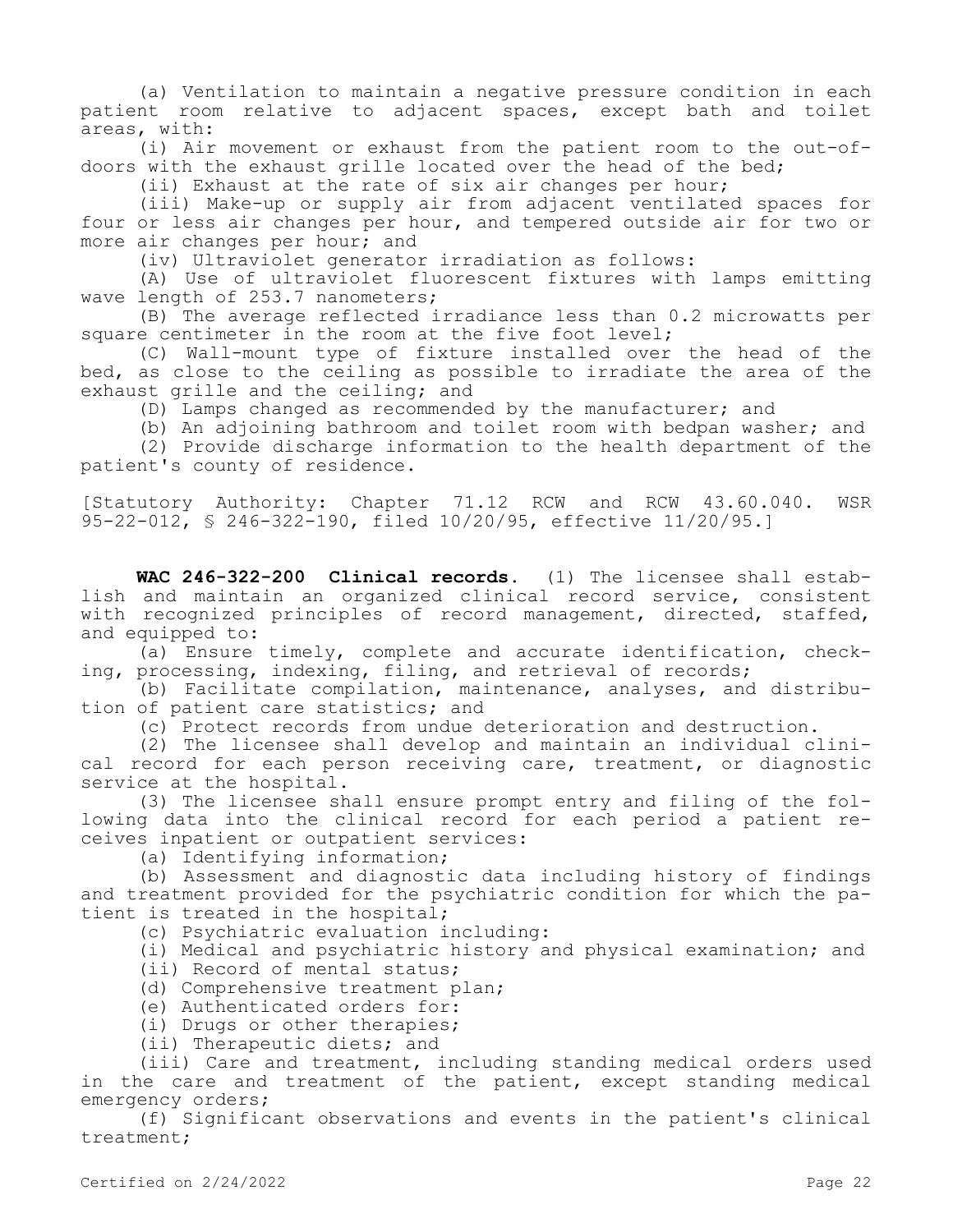(a) Ventilation to maintain a negative pressure condition in each patient room relative to adjacent spaces, except bath and toilet areas, with:

(i) Air movement or exhaust from the patient room to the out-of-doors with the exhaust grille located over the head of the bed;

(ii) Exhaust at the rate of six air changes per hour;

(iii) Make-up or supply air from adjacent ventilated spaces for four or less air changes per hour, and tempered outside air for two or more air changes per hour; and

(iv) Ultraviolet generator irradiation as follows:

(A) Use of ultraviolet fluorescent fixtures with lamps emitting wave length of 253.7 nanometers;

(B) The average reflected irradiance less than 0.2 microwatts per square centimeter in the room at the five foot level;

(C) Wall-mount type of fixture installed over the head of the bed, as close to the ceiling as possible to irradiate the area of the exhaust grille and the ceiling; and

(D) Lamps changed as recommended by the manufacturer; and

(b) An adjoining bathroom and toilet room with bedpan washer; and

(2) Provide discharge information to the health department of the patient's county of residence.

[Statutory Authority: Chapter 71.12 RCW and RCW 43.60.040. WSR 95-22-012, § 246-322-190, filed 10/20/95, effective 11/20/95.]

**WAC 246-322-200 Clinical records.** (1) The licensee shall establish and maintain an organized clinical record service, consistent with recognized principles of record management, directed, staffed, and equipped to:

(a) Ensure timely, complete and accurate identification, checking, processing, indexing, filing, and retrieval of records;

(b) Facilitate compilation, maintenance, analyses, and distribution of patient care statistics; and

(c) Protect records from undue deterioration and destruction.

(2) The licensee shall develop and maintain an individual clinical record for each person receiving care, treatment, or diagnostic service at the hospital.

(3) The licensee shall ensure prompt entry and filing of the following data into the clinical record for each period a patient receives inpatient or outpatient services:

(a) Identifying information;

(b) Assessment and diagnostic data including history of findings and treatment provided for the psychiatric condition for which the patient is treated in the hospital;

(c) Psychiatric evaluation including:

(i) Medical and psychiatric history and physical examination; and

(ii) Record of mental status;

(d) Comprehensive treatment plan;

(e) Authenticated orders for:

(i) Drugs or other therapies;

(ii) Therapeutic diets; and

(iii) Care and treatment, including standing medical orders used in the care and treatment of the patient, except standing medical emergency orders;

(f) Significant observations and events in the patient's clinical treatment;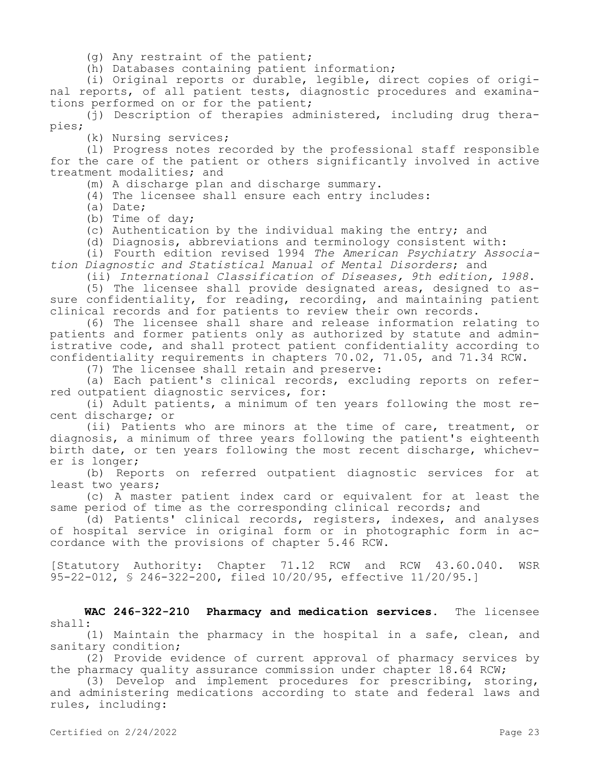(g) Any restraint of the patient;

(h) Databases containing patient information;

(i) Original reports or durable, legible, direct copies of original reports, of all patient tests, diagnostic procedures and examinations performed on or for the patient;

(j) Description of therapies administered, including drug therapies;

(k) Nursing services;

(l) Progress notes recorded by the professional staff responsible for the care of the patient or others significantly involved in active treatment modalities; and

(m) A discharge plan and discharge summary.

(4) The licensee shall ensure each entry includes:

(a) Date;

(b) Time of day;

(c) Authentication by the individual making the entry; and

(d) Diagnosis, abbreviations and terminology consistent with:

(i) Fourth edition revised 1994 *The American Psychiatry Association Diagnostic and Statistical Manual of Mental Disorders*; and

(ii) *International Classification of Diseases, 9th edition, 1988*.

(5) The licensee shall provide designated areas, designed to assure confidentiality, for reading, recording, and maintaining patient clinical records and for patients to review their own records.

(6) The licensee shall share and release information relating to patients and former patients only as authorized by statute and administrative code, and shall protect patient confidentiality according to confidentiality requirements in chapters 70.02, 71.05, and 71.34 RCW.

(7) The licensee shall retain and preserve:

(a) Each patient's clinical records, excluding reports on referred outpatient diagnostic services, for:

(i) Adult patients, a minimum of ten years following the most recent discharge; or

(ii) Patients who are minors at the time of care, treatment, or diagnosis, a minimum of three years following the patient's eighteenth birth date, or ten years following the most recent discharge, whichever is longer;

(b) Reports on referred outpatient diagnostic services for at least two years;

(c) A master patient index card or equivalent for at least the same period of time as the corresponding clinical records; and

(d) Patients' clinical records, registers, indexes, and analyses of hospital service in original form or in photographic form in accordance with the provisions of chapter 5.46 RCW.

[Statutory Authority: Chapter 71.12 RCW and RCW 43.60.040. WSR 95-22-012, § 246-322-200, filed 10/20/95, effective 11/20/95.]

**WAC 246-322-210 Pharmacy and medication services.** The licensee shall:

(1) Maintain the pharmacy in the hospital in a safe, clean, and sanitary condition;

(2) Provide evidence of current approval of pharmacy services by the pharmacy quality assurance commission under chapter 18.64 RCW;

(3) Develop and implement procedures for prescribing, storing, and administering medications according to state and federal laws and rules, including: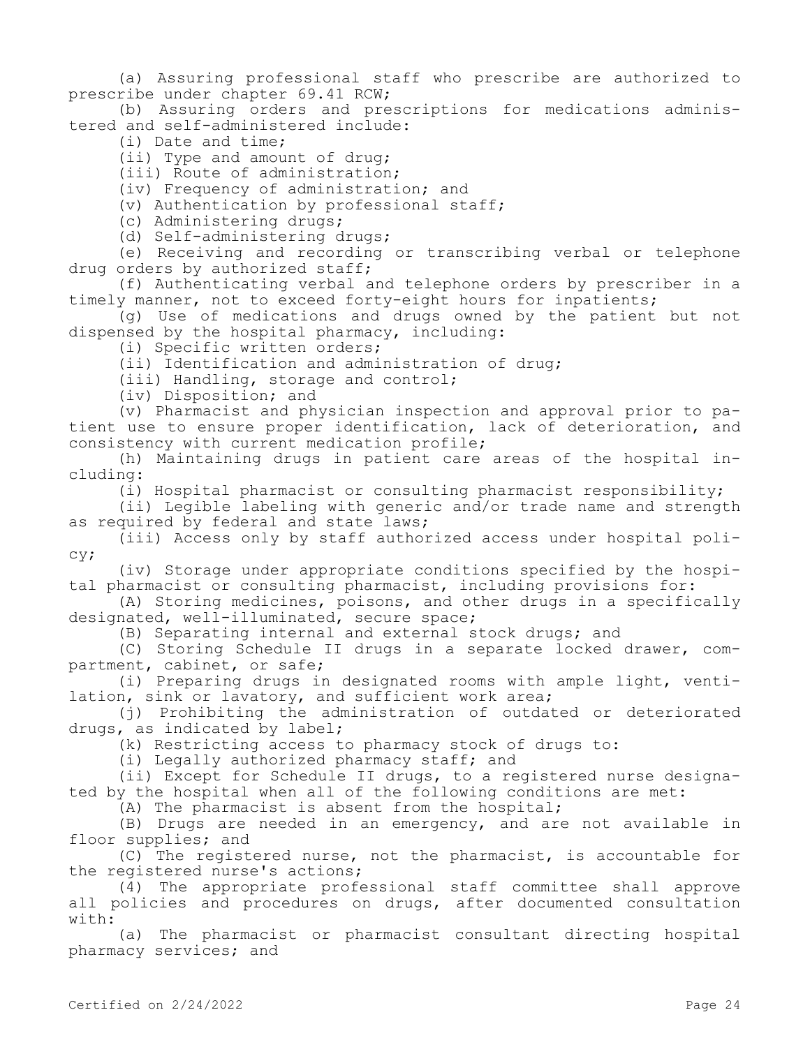(a) Assuring professional staff who prescribe are authorized to prescribe under chapter 69.41 RCW;

(b) Assuring orders and prescriptions for medications administered and self-administered include:

(i) Date and time;

(ii) Type and amount of drug;

(iii) Route of administration;

(iv) Frequency of administration; and

(v) Authentication by professional staff;

(c) Administering drugs;

(d) Self-administering drugs;

(e) Receiving and recording or transcribing verbal or telephone drug orders by authorized staff;

(f) Authenticating verbal and telephone orders by prescriber in a timely manner, not to exceed forty-eight hours for inpatients;

(g) Use of medications and drugs owned by the patient but not dispensed by the hospital pharmacy, including:

(i) Specific written orders;

(ii) Identification and administration of drug;

(iii) Handling, storage and control;

(iv) Disposition; and

(v) Pharmacist and physician inspection and approval prior to patient use to ensure proper identification, lack of deterioration, and consistency with current medication profile;

(h) Maintaining drugs in patient care areas of the hospital including:

(i) Hospital pharmacist or consulting pharmacist responsibility;

(ii) Legible labeling with generic and/or trade name and strength as required by federal and state laws;

(iii) Access only by staff authorized access under hospital policy;

(iv) Storage under appropriate conditions specified by the hospital pharmacist or consulting pharmacist, including provisions for:

(A) Storing medicines, poisons, and other drugs in a specifically designated, well-illuminated, secure space;

(B) Separating internal and external stock drugs; and

(C) Storing Schedule II drugs in a separate locked drawer, compartment, cabinet, or safe;

(i) Preparing drugs in designated rooms with ample light, ventilation, sink or lavatory, and sufficient work area;

(j) Prohibiting the administration of outdated or deteriorated drugs, as indicated by label;

(k) Restricting access to pharmacy stock of drugs to:

(i) Legally authorized pharmacy staff; and

(ii) Except for Schedule II drugs, to a registered nurse designated by the hospital when all of the following conditions are met:

(A) The pharmacist is absent from the hospital;

(B) Drugs are needed in an emergency, and are not available in floor supplies; and

(C) The registered nurse, not the pharmacist, is accountable for the registered nurse's actions;

(4) The appropriate professional staff committee shall approve all policies and procedures on drugs, after documented consultation with:

(a) The pharmacist or pharmacist consultant directing hospital pharmacy services; and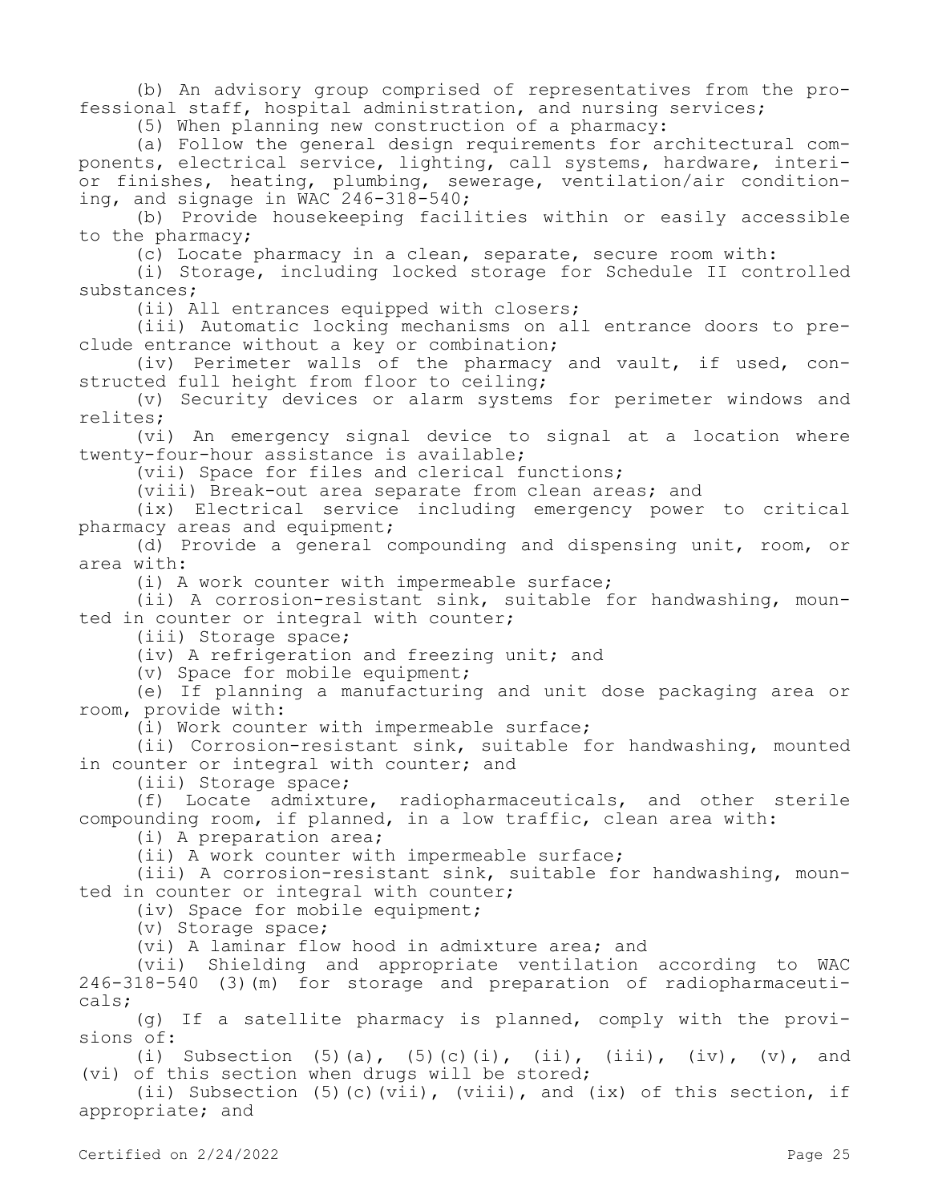(b) An advisory group comprised of representatives from the professional staff, hospital administration, and nursing services;

(5) When planning new construction of a pharmacy:

(a) Follow the general design requirements for architectural components, electrical service, lighting, call systems, hardware, interior finishes, heating, plumbing, sewerage, ventilation/air conditioning, and signage in WAC 246-318-540;

(b) Provide housekeeping facilities within or easily accessible to the pharmacy;

(c) Locate pharmacy in a clean, separate, secure room with:

(i) Storage, including locked storage for Schedule II controlled substances;

(ii) All entrances equipped with closers;

(iii) Automatic locking mechanisms on all entrance doors to preclude entrance without a key or combination;

(iv) Perimeter walls of the pharmacy and vault, if used, constructed full height from floor to ceiling;

(v) Security devices or alarm systems for perimeter windows and relites;

(vi) An emergency signal device to signal at a location where twenty-four-hour assistance is available;

(vii) Space for files and clerical functions;

(viii) Break-out area separate from clean areas; and

(ix) Electrical service including emergency power to critical pharmacy areas and equipment;

(d) Provide a general compounding and dispensing unit, room, or area with:

(i) A work counter with impermeable surface;

(ii) A corrosion-resistant sink, suitable for handwashing, mounted in counter or integral with counter;

(iii) Storage space;

(iv) A refrigeration and freezing unit; and

(v) Space for mobile equipment;

(e) If planning a manufacturing and unit dose packaging area or room, provide with:

(i) Work counter with impermeable surface;

(ii) Corrosion-resistant sink, suitable for handwashing, mounted in counter or integral with counter; and

(iii) Storage space;

(f) Locate admixture, radiopharmaceuticals, and other sterile compounding room, if planned, in a low traffic, clean area with:

(i) A preparation area;

(ii) A work counter with impermeable surface;

(iii) A corrosion-resistant sink, suitable for handwashing, mounted in counter or integral with counter;

(iv) Space for mobile equipment;

(v) Storage space;

(vi) A laminar flow hood in admixture area; and

(vii) Shielding and appropriate ventilation according to WAC 246-318-540 (3)(m) for storage and preparation of radiopharmaceuticals;

(g) If a satellite pharmacy is planned, comply with the provisions of:

(i) Subsection (5)(a), (5)(c)(i), (ii), (iii), (iv), (v), and (vi) of this section when drugs will be stored;

(ii) Subsection (5)(c)(vii), (viii), and (ix) of this section, if appropriate; and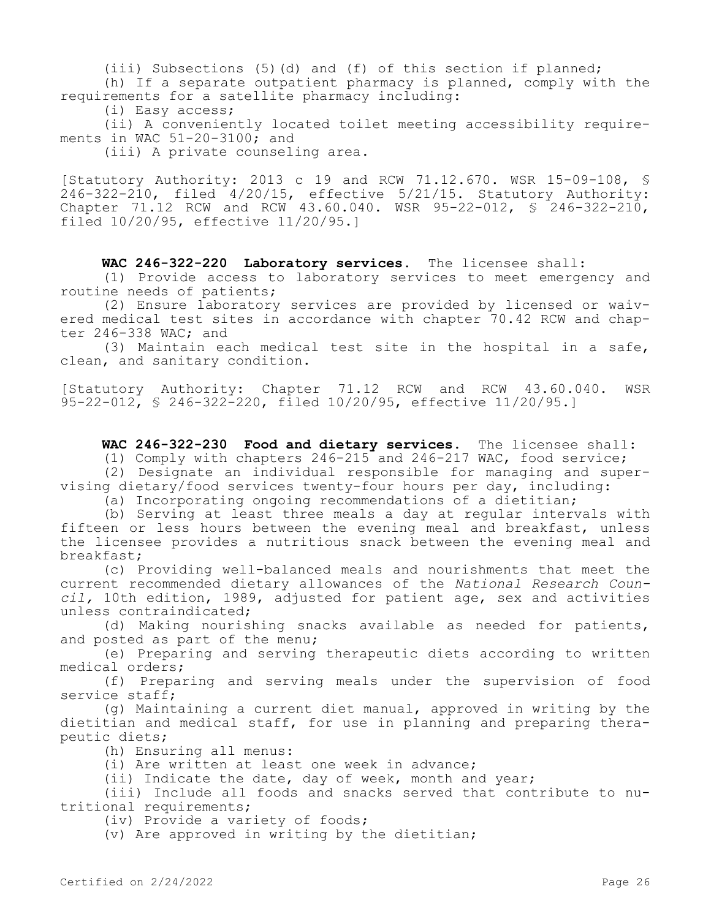(iii) Subsections (5)(d) and (f) of this section if planned;

(h) If a separate outpatient pharmacy is planned, comply with the requirements for a satellite pharmacy including:

(i) Easy access;

(ii) A conveniently located toilet meeting accessibility requirements in WAC 51-20-3100; and

(iii) A private counseling area.

[Statutory Authority: 2013 c 19 and RCW 71.12.670. WSR 15-09-108, § 246-322-210, filed 4/20/15, effective 5/21/15. Statutory Authority: Chapter 71.12 RCW and RCW 43.60.040. WSR 95-22-012, § 246-322-210, filed 10/20/95, effective 11/20/95.]

**WAC 246-322-220 Laboratory services.** The licensee shall:

(1) Provide access to laboratory services to meet emergency and routine needs of patients;

(2) Ensure laboratory services are provided by licensed or waivered medical test sites in accordance with chapter 70.42 RCW and chapter 246-338 WAC; and

(3) Maintain each medical test site in the hospital in a safe, clean, and sanitary condition.

[Statutory Authority: Chapter 71.12 RCW and RCW 43.60.040. WSR 95-22-012, § 246-322-220, filed 10/20/95, effective 11/20/95.]

**WAC 246-322-230 Food and dietary services.** The licensee shall:

(1) Comply with chapters 246-215 and 246-217 WAC, food service;

(2) Designate an individual responsible for managing and supervising dietary/food services twenty-four hours per day, including:

(a) Incorporating ongoing recommendations of a dietitian;

(b) Serving at least three meals a day at regular intervals with fifteen or less hours between the evening meal and breakfast, unless the licensee provides a nutritious snack between the evening meal and breakfast;

(c) Providing well-balanced meals and nourishments that meet the current recommended dietary allowances of the *National Research Council*, 10th edition, 1989, adjusted for patient age, sex and activities unless contraindicated;

(d) Making nourishing snacks available as needed for patients, and posted as part of the menu;

(e) Preparing and serving therapeutic diets according to written medical orders;

(f) Preparing and serving meals under the supervision of food service staff;

(g) Maintaining a current diet manual, approved in writing by the dietitian and medical staff, for use in planning and preparing therapeutic diets;

(h) Ensuring all menus:

(i) Are written at least one week in advance;

(ii) Indicate the date, day of week, month and year;

(iii) Include all foods and snacks served that contribute to nutritional requirements;

(iv) Provide a variety of foods;

(v) Are approved in writing by the dietitian;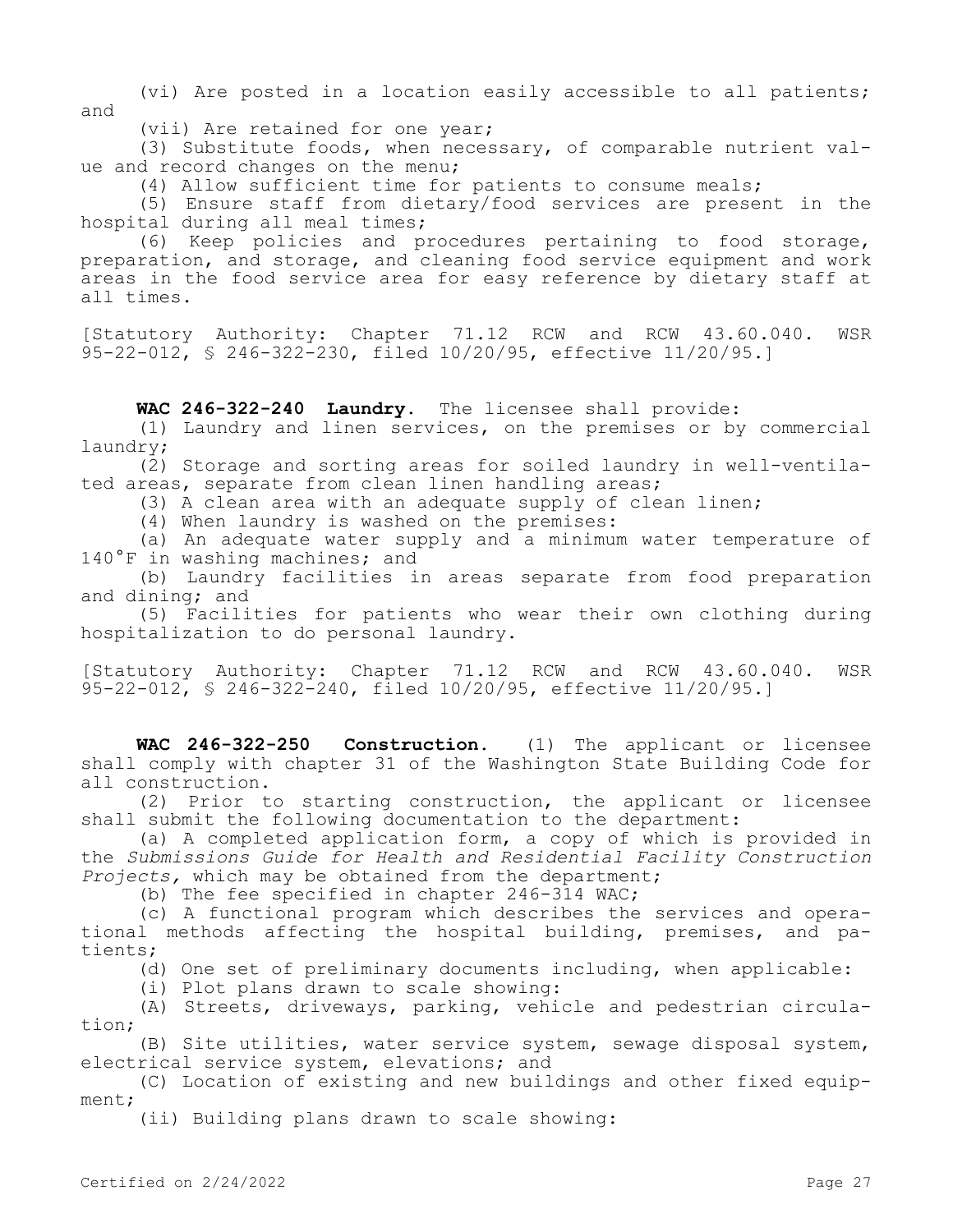(vi) Are posted in a location easily accessible to all patients; and

(vii) Are retained for one year;

(3) Substitute foods, when necessary, of comparable nutrient value and record changes on the menu;

(4) Allow sufficient time for patients to consume meals;

(5) Ensure staff from dietary/food services are present in the hospital during all meal times;

(6) Keep policies and procedures pertaining to food storage, preparation, and storage, and cleaning food service equipment and work areas in the food service area for easy reference by dietary staff at all times.

[Statutory Authority: Chapter 71.12 RCW and RCW 43.60.040. WSR 95-22-012, § 246-322-230, filed 10/20/95, effective 11/20/95.]

**WAC 246-322-240 Laundry.** The licensee shall provide:

(1) Laundry and linen services, on the premises or by commercial laundry;

(2) Storage and sorting areas for soiled laundry in well-ventilated areas, separate from clean linen handling areas;

(3) A clean area with an adequate supply of clean linen;

(4) When laundry is washed on the premises:

(a) An adequate water supply and a minimum water temperature of 140°F in washing machines; and

(b) Laundry facilities in areas separate from food preparation and dining; and

(5) Facilities for patients who wear their own clothing during hospitalization to do personal laundry.

[Statutory Authority: Chapter 71.12 RCW and RCW 43.60.040. WSR 95-22-012, § 246-322-240, filed 10/20/95, effective 11/20/95.]

**WAC 246-322-250 Construction.** (1) The applicant or licensee shall comply with chapter 31 of the Washington State Building Code for all construction.

(2) Prior to starting construction, the applicant or licensee shall submit the following documentation to the department:

(a) A completed application form, a copy of which is provided in the *Submissions Guide for Health and Residential Facility Construction Projects,* which may be obtained from the department;

(b) The fee specified in chapter 246-314 WAC;

(c) A functional program which describes the services and operational methods affecting the hospital building, premises, and patients;

(d) One set of preliminary documents including, when applicable:

(i) Plot plans drawn to scale showing:

(A) Streets, driveways, parking, vehicle and pedestrian circulation;

(B) Site utilities, water service system, sewage disposal system, electrical service system, elevations; and

(C) Location of existing and new buildings and other fixed equipment;

(ii) Building plans drawn to scale showing: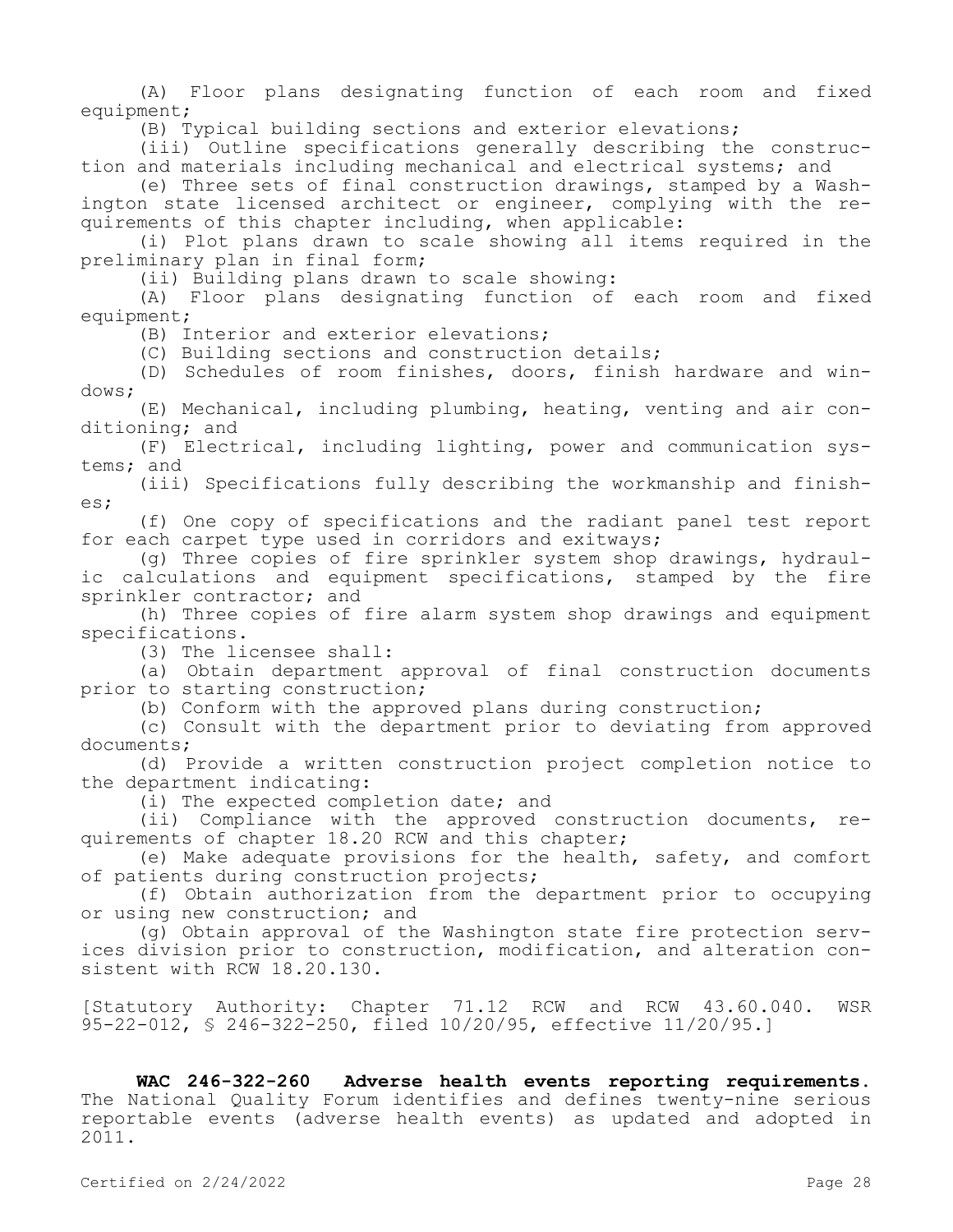(A) Floor plans designating function of each room and fixed equipment;

(B) Typical building sections and exterior elevations;

(iii) Outline specifications generally describing the construction and materials including mechanical and electrical systems; and

(e) Three sets of final construction drawings, stamped by a Washington state licensed architect or engineer, complying with the requirements of this chapter including, when applicable:

(i) Plot plans drawn to scale showing all items required in the preliminary plan in final form;

(ii) Building plans drawn to scale showing:

(A) Floor plans designating function of each room and fixed equipment;

(B) Interior and exterior elevations;

(C) Building sections and construction details;

(D) Schedules of room finishes, doors, finish hardware and windows;

(E) Mechanical, including plumbing, heating, venting and air conditioning; and

(F) Electrical, including lighting, power and communication systems; and

(iii) Specifications fully describing the workmanship and finishes;

(f) One copy of specifications and the radiant panel test report for each carpet type used in corridors and exitways;

(g) Three copies of fire sprinkler system shop drawings, hydraulic calculations and equipment specifications, stamped by the fire sprinkler contractor; and

(h) Three copies of fire alarm system shop drawings and equipment specifications.

(3) The licensee shall:

(a) Obtain department approval of final construction documents prior to starting construction;

(b) Conform with the approved plans during construction;

(c) Consult with the department prior to deviating from approved documents;

(d) Provide a written construction project completion notice to the department indicating:

(i) The expected completion date; and

(ii) Compliance with the approved construction documents, requirements of chapter 18.20 RCW and this chapter;

(e) Make adequate provisions for the health, safety, and comfort of patients during construction projects;

(f) Obtain authorization from the department prior to occupying or using new construction; and

(g) Obtain approval of the Washington state fire protection services division prior to construction, modification, and alteration consistent with RCW 18.20.130.

[Statutory Authority: Chapter 71.12 RCW and RCW 43.60.040. WSR 95-22-012, § 246-322-250, filed 10/20/95, effective 11/20/95.]

**WAC 246-322-260 Adverse health events reporting requirements.** The National Quality Forum identifies and defines twenty-nine serious reportable events (adverse health events) as updated and adopted in 2011.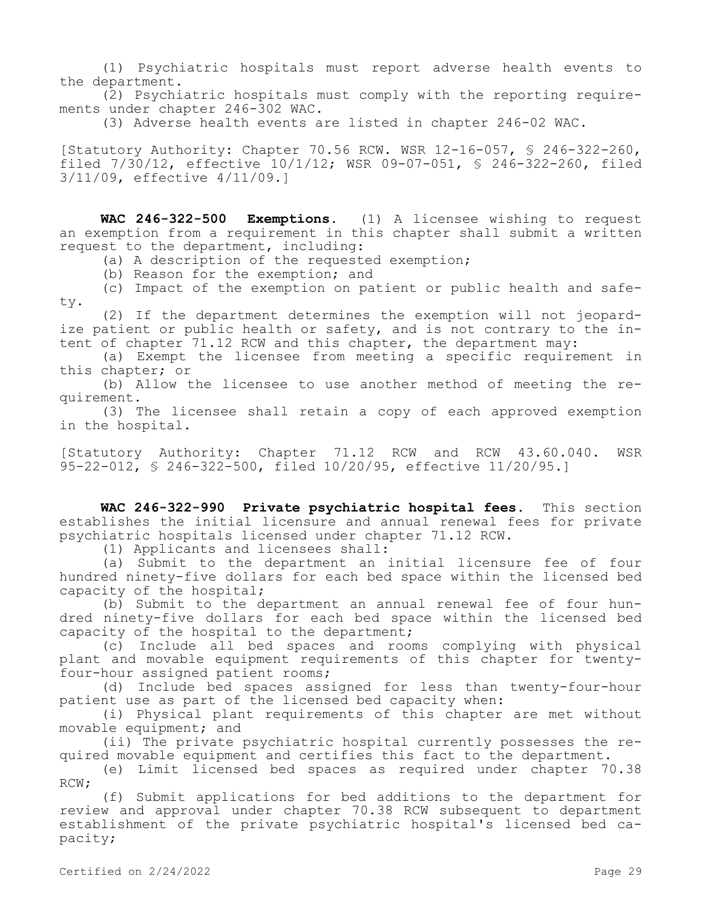(1) Psychiatric hospitals must report adverse health events to the department.

(2) Psychiatric hospitals must comply with the reporting requirements under chapter 246-302 WAC.

(3) Adverse health events are listed in chapter 246-02 WAC.

[Statutory Authority: Chapter 70.56 RCW. WSR 12-16-057, § 246-322-260, filed 7/30/12, effective 10/1/12; WSR 09-07-051, § 246-322-260, filed 3/11/09, effective 4/11/09.]

**WAC 246-322-500 Exemptions.** (1) A licensee wishing to request an exemption from a requirement in this chapter shall submit a written request to the department, including:

(a) A description of the requested exemption;

(b) Reason for the exemption; and

(c) Impact of the exemption on patient or public health and safety.

(2) If the department determines the exemption will not jeopardize patient or public health or safety, and is not contrary to the intent of chapter 71.12 RCW and this chapter, the department may:

(a) Exempt the licensee from meeting a specific requirement in this chapter; or

(b) Allow the licensee to use another method of meeting the requirement.

(3) The licensee shall retain a copy of each approved exemption in the hospital.

[Statutory Authority: Chapter 71.12 RCW and RCW 43.60.040. WSR 95-22-012, § 246-322-500, filed 10/20/95, effective 11/20/95.]

**WAC 246-322-990 Private psychiatric hospital fees.** This section establishes the initial licensure and annual renewal fees for private psychiatric hospitals licensed under chapter 71.12 RCW.

(1) Applicants and licensees shall:

(a) Submit to the department an initial licensure fee of four hundred ninety-five dollars for each bed space within the licensed bed capacity of the hospital;

(b) Submit to the department an annual renewal fee of four hundred ninety-five dollars for each bed space within the licensed bed capacity of the hospital to the department;

(c) Include all bed spaces and rooms complying with physical plant and movable equipment requirements of this chapter for twenty-four-hour assigned patient rooms;

(d) Include bed spaces assigned for less than twenty-four-hour patient use as part of the licensed bed capacity when:

(i) Physical plant requirements of this chapter are met without movable equipment; and

(ii) The private psychiatric hospital currently possesses the required movable equipment and certifies this fact to the department.

(e) Limit licensed bed spaces as required under chapter 70.38 RCW;

(f) Submit applications for bed additions to the department for review and approval under chapter 70.38 RCW subsequent to department establishment of the private psychiatric hospital's licensed bed capacity;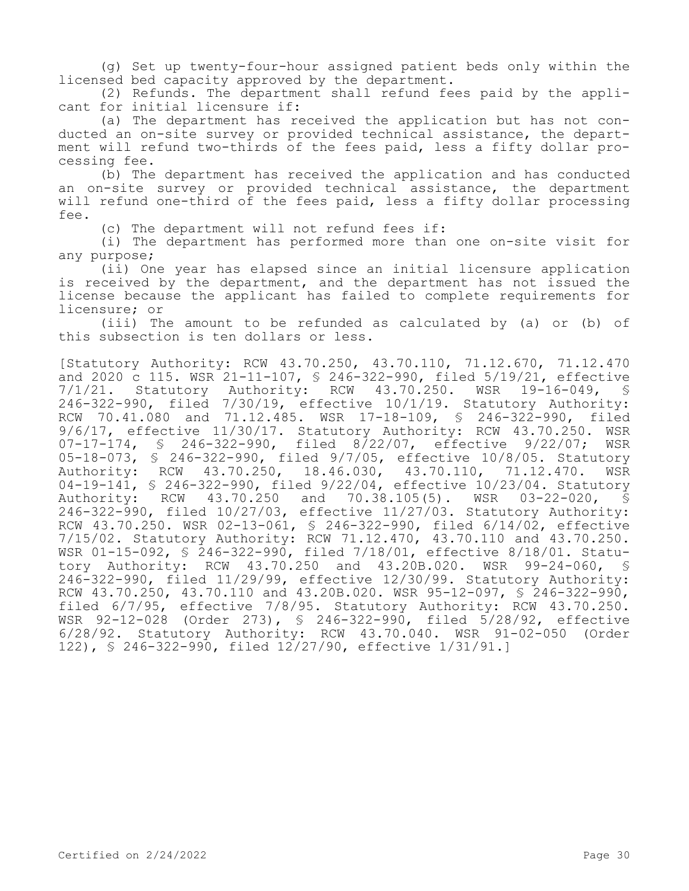(g) Set up twenty-four-hour assigned patient beds only within the licensed bed capacity approved by the department.

(2) Refunds. The department shall refund fees paid by the applicant for initial licensure if:

(a) The department has received the application but has not conducted an on-site survey or provided technical assistance, the department will refund two-thirds of the fees paid, less a fifty dollar processing fee.

(b) The department has received the application and has conducted an on-site survey or provided technical assistance, the department will refund one-third of the fees paid, less a fifty dollar processing fee.

(c) The department will not refund fees if:

(i) The department has performed more than one on-site visit for any purpose;

(ii) One year has elapsed since an initial licensure application is received by the department, and the department has not issued the license because the applicant has failed to complete requirements for licensure; or

(iii) The amount to be refunded as calculated by (a) or (b) of this subsection is ten dollars or less.

[Statutory Authority: RCW 43.70.250, 43.70.110, 71.12.670, 71.12.470 and 2020 c 115. WSR 21-11-107, § 246-322-990, filed 5/19/21, effective 7/1/21. Statutory Authority: RCW 43.70.250. WSR 19-16-049, § 246-322-990, filed 7/30/19, effective 10/1/19. Statutory Authority: RCW 70.41.080 and 71.12.485. WSR 17-18-109, § 246-322-990, filed 9/6/17, effective 11/30/17. Statutory Authority: RCW 43.70.250. WSR 07-17-174, § 246-322-990, filed 8/22/07, effective 9/22/07; WSR 05-18-073, § 246-322-990, filed 9/7/05, effective 10/8/05. Statutory Authority: RCW 43.70.250, 18.46.030, 43.70.110, 71.12.470. WSR 04-19-141, § 246-322-990, filed 9/22/04, effective 10/23/04. Statutory Authority: RCW 43.70.250 and 70.38.105(5). WSR 03-22-020, § 246-322-990, filed 10/27/03, effective 11/27/03. Statutory Authority: RCW 43.70.250. WSR 02-13-061, § 246-322-990, filed 6/14/02, effective 7/15/02. Statutory Authority: RCW 71.12.470, 43.70.110 and 43.70.250. WSR 01-15-092, § 246-322-990, filed 7/18/01, effective 8/18/01. Statutory Authority: RCW 43.70.250 and 43.20B.020. WSR 99-24-060, § 246-322-990, filed 11/29/99, effective 12/30/99. Statutory Authority: RCW 43.70.250, 43.70.110 and 43.20B.020. WSR 95-12-097, § 246-322-990, filed 6/7/95, effective 7/8/95. Statutory Authority: RCW 43.70.250. WSR 92-12-028 (Order 273), § 246-322-990, filed 5/28/92, effective 6/28/92. Statutory Authority: RCW 43.70.040. WSR 91-02-050 (Order 122), § 246-322-990, filed 12/27/90, effective 1/31/91.]